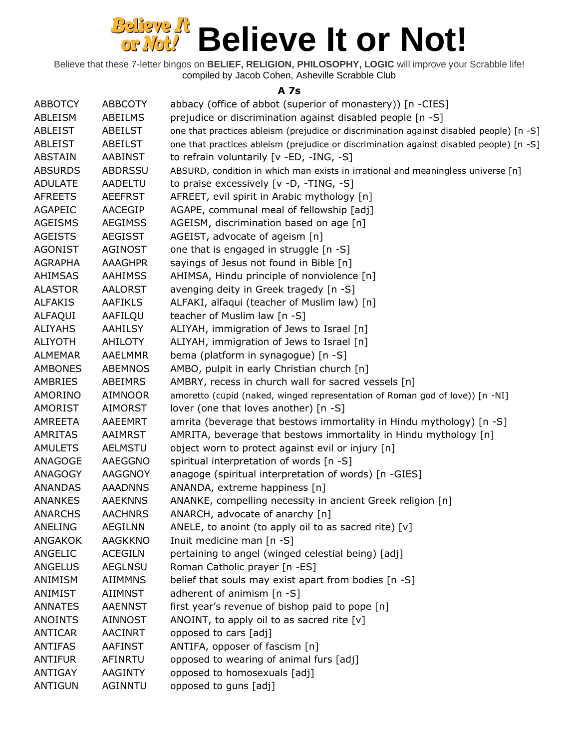# Believe It or Not!

Believe that these 7-letter bingos on **BELIEF, RELIGION, PHILOSOPHY, LOGIC** will improve your Scrabble life!
compiled by Jacob Cohen, Asheville Scrabble Club

### A 7s

| | | |
|---|---|---|
| ABBOTCY | ABBCOTY | abbacy (office of abbot (superior of monastery)) [n -CIES] |
| ABLEISM | ABEILMS | prejudice or discrimination against disabled people [n -S] |
| ABLEIST | ABEILST | one that practices ableism (prejudice or discrimination against disabled people) [n -S] |
| ABLEIST | ABEILST | one that practices ableism (prejudice or discrimination against disabled people) [n -S] |
| ABSTAIN | AABINST | to refrain voluntarily [v -ED, -ING, -S] |
| ABSURDS | ABDRSSU | ABSURD, condition in which man exists in irrational and meaningless universe [n] |
| ADULATE | AADELTU | to praise excessively [v -D, -TING, -S] |
| AFREETS | AEEFRST | AFREET, evil spirit in Arabic mythology [n] |
| AGAPEIC | AACEGIP | AGAPE, communal meal of fellowship [adj] |
| AGEISMS | AEGIMSS | AGEISM, discrimination based on age [n] |
| AGEISTS | AEGISST | AGEIST, advocate of ageism [n] |
| AGONIST | AGINOST | one that is engaged in struggle [n -S] |
| AGRAPHA | AAAGHPR | sayings of Jesus not found in Bible [n] |
| AHIMSAS | AAHIMSS | AHIMSA, Hindu principle of nonviolence [n] |
| ALASTOR | AALORST | avenging deity in Greek tragedy [n -S] |
| ALFAKIS | AAFIKLS | ALFAKI, alfaqui (teacher of Muslim law) [n] |
| ALFAQUI | AAFILQU | teacher of Muslim law [n -S] |
| ALIYAHS | AAHILSY | ALIYAH, immigration of Jews to Israel [n] |
| ALIYOTH | AHILOTY | ALIYAH, immigration of Jews to Israel [n] |
| ALMEMAR | AAELMMR | bema (platform in synagogue) [n -S] |
| AMBONES | ABEMNOS | AMBO, pulpit in early Christian church [n] |
| AMBRIES | ABEIMRS | AMBRY, recess in church wall for sacred vessels [n] |
| AMORINO | AIMNOOR | amoretto (cupid (naked, winged representation of Roman god of love)) [n -NI] |
| AMORIST | AIMORST | lover (one that loves another) [n -S] |
| AMREETA | AAEEMRT | amrita (beverage that bestows immortality in Hindu mythology) [n -S] |
| AMRITAS | AAIMRST | AMRITA, beverage that bestows immortality in Hindu mythology [n] |
| AMULETS | AELMSTU | object worn to protect against evil or injury [n] |
| ANAGOGE | AAEGGNO | spiritual interpretation of words [n -S] |
| ANAGOGY | AAGGNOY | anagoge (spiritual interpretation of words) [n -GIES] |
| ANANDAS | AAADNNS | ANANDA, extreme happiness [n] |
| ANANKES | AAEKNNS | ANANKE, compelling necessity in ancient Greek religion [n] |
| ANARCHS | AACHNRS | ANARCH, advocate of anarchy [n] |
| ANELING | AEGILNN | ANELE, to anoint (to apply oil to as sacred rite) [v] |
| ANGAKOK | AAGKKNO | Inuit medicine man [n -S] |
| ANGELIC | ACEGILN | pertaining to angel (winged celestial being) [adj] |
| ANGELUS | AEGLNSU | Roman Catholic prayer [n -ES] |
| ANIMISM | AIIMMNS | belief that souls may exist apart from bodies [n -S] |
| ANIMIST | AIIMNST | adherent of animism [n -S] |
| ANNATES | AAENNST | first year's revenue of bishop paid to pope [n] |
| ANOINTS | AINNOST | ANOINT, to apply oil to as sacred rite [v] |
| ANTICAR | AACINRT | opposed to cars [adj] |
| ANTIFAS | AAFINST | ANTIFA, opposer of fascism [n] |
| ANTIFUR | AFINRTU | opposed to wearing of animal furs [adj] |
| ANTIGAY | AAGINTY | opposed to homosexuals [adj] |
| ANTIGUN | AGINNTU | opposed to guns [adj] |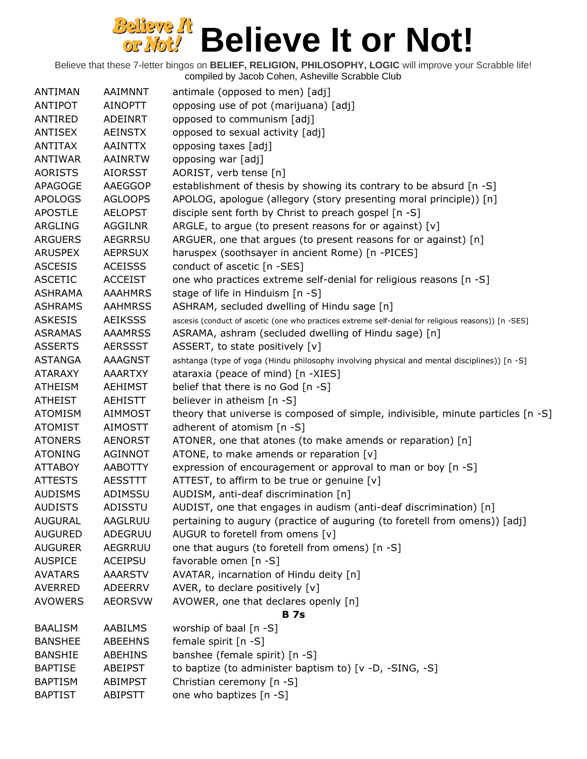# Believe It or Not!

Believe that these 7-letter bingos on **BELIEF, RELIGION, PHILOSOPHY, LOGIC** will improve your Scrabble life!
compiled by Jacob Cohen, Asheville Scrabble Club

| | | |
|---|---|---|
| ANTIMAN | AAIMNNT | antimale (opposed to men) [adj] |
| ANTIPOT | AINOPTT | opposing use of pot (marijuana) [adj] |
| ANTIRED | ADEINRT | opposed to communism [adj] |
| ANTISEX | AEINSTX | opposed to sexual activity [adj] |
| ANTITAX | AAINTTX | opposing taxes [adj] |
| ANTIWAR | AAINRTW | opposing war [adj] |
| AORISTS | AIORSST | AORIST, verb tense [n] |
| APAGOGE | AAEGGOP | establishment of thesis by showing its contrary to be absurd [n -S] |
| APOLOGS | AGLOOPS | APOLOG, apologue (allegory (story presenting moral principle)) [n] |
| APOSTLE | AELOPST | disciple sent forth by Christ to preach gospel [n -S] |
| ARGLING | AGGILNR | ARGLE, to argue (to present reasons for or against) [v] |
| ARGUERS | AEGRRSU | ARGUER, one that argues (to present reasons for or against) [n] |
| ARUSPEX | AEPRSUX | haruspex (soothsayer in ancient Rome) [n -PICES] |
| ASCESIS | ACEISSS | conduct of ascetic [n -SES] |
| ASCETIC | ACCEIST | one who practices extreme self-denial for religious reasons [n -S] |
| ASHRAMA | AAAHMRS | stage of life in Hinduism [n -S] |
| ASHRAMS | AAHMRSS | ASHRAM, secluded dwelling of Hindu sage [n] |
| ASKESIS | AEIKSSS | ascesis (conduct of ascetic (one who practices extreme self-denial for religious reasons)) [n -SES] |
| ASRAMAS | AAAMRSS | ASRAMA, ashram (secluded dwelling of Hindu sage) [n] |
| ASSERTS | AERSSST | ASSERT, to state positively [v] |
| ASTANGA | AAAGNST | ashtanga (type of yoga (Hindu philosophy involving physical and mental disciplines)) [n -S] |
| ATARAXY | AAARTXY | ataraxia (peace of mind) [n -XIES] |
| ATHEISM | AEHIMST | belief that there is no God [n -S] |
| ATHEIST | AEHISTT | believer in atheism [n -S] |
| ATOMISM | AIMMOST | theory that universe is composed of simple, indivisible, minute particles [n -S] |
| ATOMIST | AIMOSTT | adherent of atomism [n -S] |
| ATONERS | AENORST | ATONER, one that atones (to make amends or reparation) [n] |
| ATONING | AGINNOT | ATONE, to make amends or reparation [v] |
| ATTABOY | AABOTTY | expression of encouragement or approval to man or boy [n -S] |
| ATTESTS | AESSTTT | ATTEST, to affirm to be true or genuine [v] |
| AUDISMS | ADIMSSU | AUDISM, anti-deaf discrimination [n] |
| AUDISTS | ADISSTU | AUDIST, one that engages in audism (anti-deaf discrimination) [n] |
| AUGURAL | AAGLRUU | pertaining to augury (practice of auguring (to foretell from omens)) [adj] |
| AUGURED | ADEGRUU | AUGUR to foretell from omens [v] |
| AUGURER | AEGRRUU | one that augurs (to foretell from omens) [n -S] |
| AUSPICE | ACEIPSU | favorable omen [n -S] |
| AVATARS | AAARSTV | AVATAR, incarnation of Hindu deity [n] |
| AVERRED | ADEERRV | AVER, to declare positively [v] |
| AVOWERS | AEORSVW | AVOWER, one that declares openly [n] |
| | | **B 7s** |
| BAALISM | AABILMS | worship of baal [n -S] |
| BANSHEE | ABEEHNS | female spirit [n -S] |
| BANSHIE | ABEHINS | banshee (female spirit) [n -S] |
| BAPTISE | ABEIPST | to baptize (to administer baptism to) [v -D, -SING, -S] |
| BAPTISM | ABIMPST | Christian ceremony [n -S] |
| BAPTIST | ABIPSTT | one who baptizes [n -S] |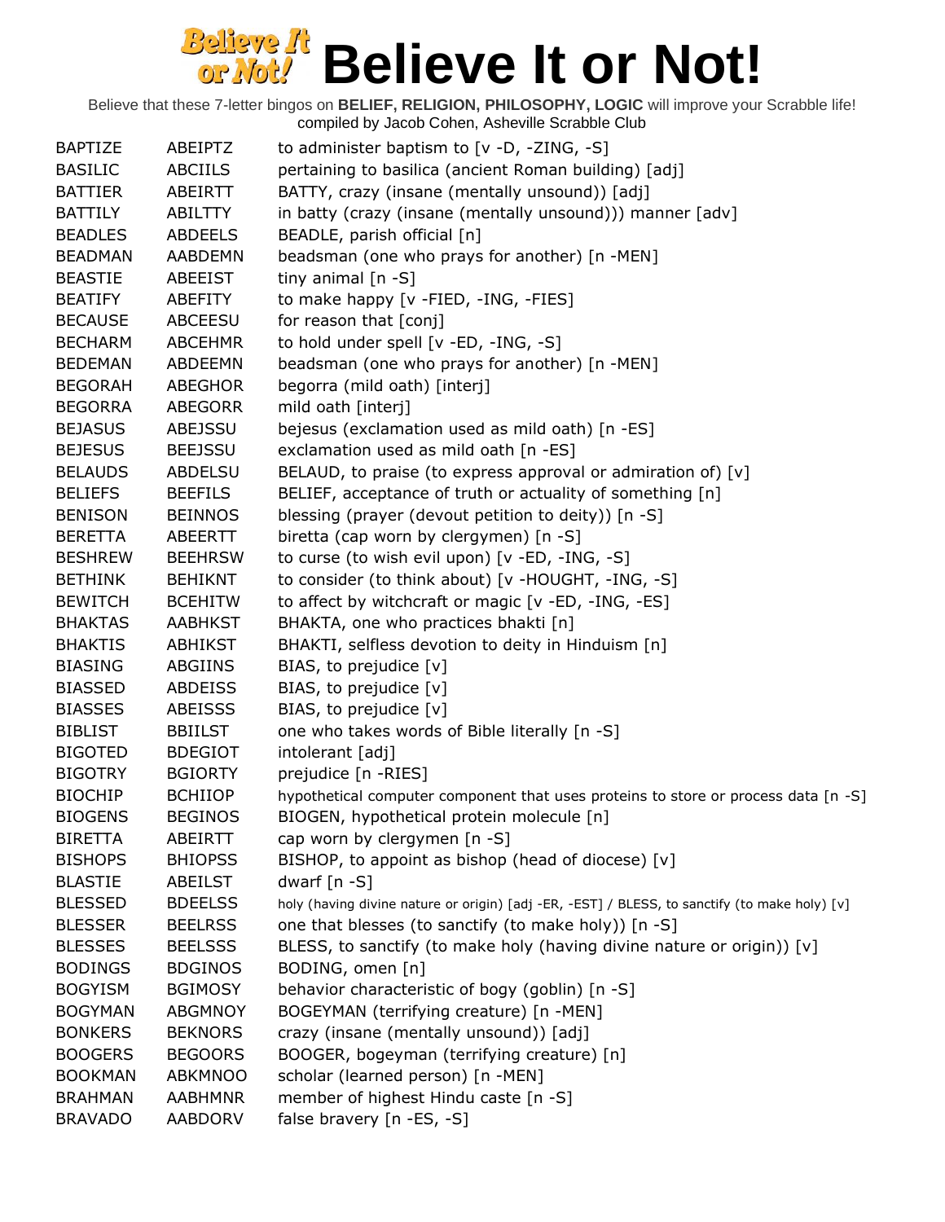# Believe It or Not!

Believe that these 7-letter bingos on **BELIEF, RELIGION, PHILOSOPHY, LOGIC** will improve your Scrabble life!
compiled by Jacob Cohen, Asheville Scrabble Club

| | | |
|---|---|---|
| BAPTIZE | ABEIPTZ | to administer baptism to [v -D, -ZING, -S] |
| BASILIC | ABCIILS | pertaining to basilica (ancient Roman building) [adj] |
| BATTIER | ABEIRTT | BATTY, crazy (insane (mentally unsound)) [adj] |
| BATTILY | ABILTTY | in batty (crazy (insane (mentally unsound))) manner [adv] |
| BEADLES | ABDEELS | BEADLE, parish official [n] |
| BEADMAN | AABDEMN | beadsman (one who prays for another) [n -MEN] |
| BEASTIE | ABEEIST | tiny animal [n -S] |
| BEATIFY | ABEFITY | to make happy [v -FIED, -ING, -FIES] |
| BECAUSE | ABCEESU | for reason that [conj] |
| BECHARM | ABCEHMR | to hold under spell [v -ED, -ING, -S] |
| BEDEMAN | ABDEEMN | beadsman (one who prays for another) [n -MEN] |
| BEGORAH | ABEGHOR | begorra (mild oath) [interj] |
| BEGORRA | ABEGORR | mild oath [interj] |
| BEJASUS | ABEJSSU | bejesus (exclamation used as mild oath) [n -ES] |
| BEJESUS | BEEJSSU | exclamation used as mild oath [n -ES] |
| BELAUDS | ABDELSU | BELAUD, to praise (to express approval or admiration of) [v] |
| BELIEFS | BEEFILS | BELIEF, acceptance of truth or actuality of something [n] |
| BENISON | BEINNOS | blessing (prayer (devout petition to deity)) [n -S] |
| BERETTA | ABEERTT | biretta (cap worn by clergymen) [n -S] |
| BESHREW | BEEHRSW | to curse (to wish evil upon) [v -ED, -ING, -S] |
| BETHINK | BEHIKNT | to consider (to think about) [v -HOUGHT, -ING, -S] |
| BEWITCH | BCEHITW | to affect by witchcraft or magic [v -ED, -ING, -ES] |
| BHAKTAS | AABHKST | BHAKTA, one who practices bhakti [n] |
| BHAKTIS | ABHIKST | BHAKTI, selfless devotion to deity in Hinduism [n] |
| BIASING | ABGIINS | BIAS, to prejudice [v] |
| BIASSED | ABDEISS | BIAS, to prejudice [v] |
| BIASSES | ABEISSS | BIAS, to prejudice [v] |
| BIBLIST | BBIILST | one who takes words of Bible literally [n -S] |
| BIGOTED | BDEGIOT | intolerant [adj] |
| BIGOTRY | BGIORTY | prejudice [n -RIES] |
| BIOCHIP | BCHIIOP | hypothetical computer component that uses proteins to store or process data [n -S] |
| BIOGENS | BEGINOS | BIOGEN, hypothetical protein molecule [n] |
| BIRETTA | ABEIRTT | cap worn by clergymen [n -S] |
| BISHOPS | BHIOPSS | BISHOP, to appoint as bishop (head of diocese) [v] |
| BLASTIE | ABEILST | dwarf [n -S] |
| BLESSED | BDEELSS | holy (having divine nature or origin) [adj -ER, -EST] / BLESS, to sanctify (to make holy) [v] |
| BLESSER | BEELRSS | one that blesses (to sanctify (to make holy)) [n -S] |
| BLESSES | BEELSSS | BLESS, to sanctify (to make holy (having divine nature or origin)) [v] |
| BODINGS | BDGINOS | BODING, omen [n] |
| BOGYISM | BGIMOSY | behavior characteristic of bogy (goblin) [n -S] |
| BOGYMAN | ABGMNOY | BOGEYMAN (terrifying creature) [n -MEN] |
| BONKERS | BEKNORS | crazy (insane (mentally unsound)) [adj] |
| BOOGERS | BEGOORS | BOOGER, bogeyman (terrifying creature) [n] |
| BOOKMAN | ABKMNOO | scholar (learned person) [n -MEN] |
| BRAHMAN | AABHMNR | member of highest Hindu caste [n -S] |
| BRAVADO | AABDORV | false bravery [n -ES, -S] |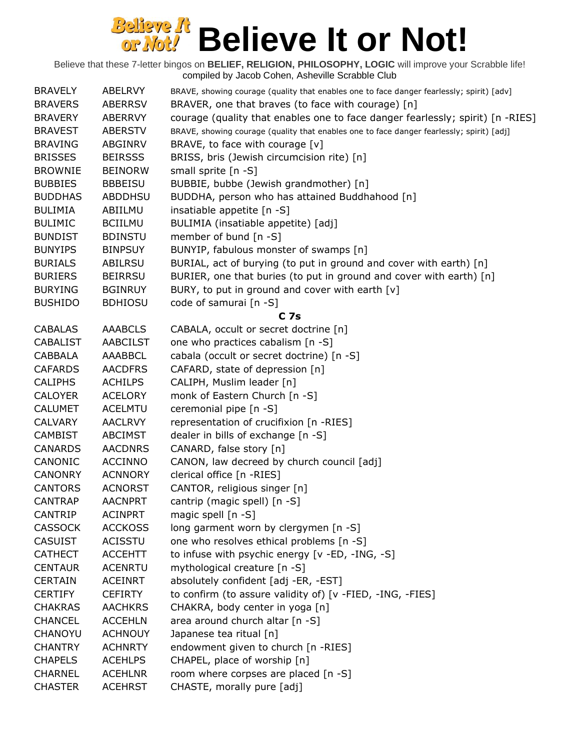# Believe It or Not!

Believe that these 7-letter bingos on **BELIEF, RELIGION, PHILOSOPHY, LOGIC** will improve your Scrabble life!
compiled by Jacob Cohen, Asheville Scrabble Club

| | | |
|---|---|---|
| BRAVELY | ABELRVY | BRAVE, showing courage (quality that enables one to face danger fearlessly; spirit) [adv] |
| BRAVERS | ABERRSV | BRAVER, one that braves (to face with courage) [n] |
| BRAVERY | ABERRVY | courage (quality that enables one to face danger fearlessly; spirit) [n -RIES] |
| BRAVEST | ABERSTV | BRAVE, showing courage (quality that enables one to face danger fearlessly; spirit) [adj] |
| BRAVING | ABGINRV | BRAVE, to face with courage [v] |
| BRISSES | BEIRSSS | BRISS, bris (Jewish circumcision rite) [n] |
| BROWNIE | BEINORW | small sprite [n -S] |
| BUBBIES | BBBEISU | BUBBIE, bubbe (Jewish grandmother) [n] |
| BUDDHAS | ABDDHSU | BUDDHA, person who has attained Buddhahood [n] |
| BULIMIA | ABIILMU | insatiable appetite [n -S] |
| BULIMIC | BCIILMU | BULIMIA (insatiable appetite) [adj] |
| BUNDIST | BDINSTU | member of bund [n -S] |
| BUNYIPS | BINPSUY | BUNYIP, fabulous monster of swamps [n] |
| BURIALS | ABILRSU | BURIAL, act of burying (to put in ground and cover with earth) [n] |
| BURIERS | BEIRRSU | BURIER, one that buries (to put in ground and cover with earth) [n] |
| BURYING | BGINRUY | BURY, to put in ground and cover with earth [v] |
| BUSHIDO | BDHIOSU | code of samurai [n -S] |
| | | **C 7s** |
| CABALAS | AAABCLS | CABALA, occult or secret doctrine [n] |
| CABALIST | AABCILST | one who practices cabalism [n -S] |
| CABBALA | AAABBCL | cabala (occult or secret doctrine) [n -S] |
| CAFARDS | AACDFRS | CAFARD, state of depression [n] |
| CALIPHS | ACHILPS | CALIPH, Muslim leader [n] |
| CALOYER | ACELORY | monk of Eastern Church [n -S] |
| CALUMET | ACELMTU | ceremonial pipe [n -S] |
| CALVARY | AACLRVY | representation of crucifixion [n -RIES] |
| CAMBIST | ABCIMST | dealer in bills of exchange [n -S] |
| CANARDS | AACDNRS | CANARD, false story [n] |
| CANONIC | ACCINNO | CANON, law decreed by church council [adj] |
| CANONRY | ACNNORY | clerical office [n -RIES] |
| CANTORS | ACNORST | CANTOR, religious singer [n] |
| CANTRAP | AACNPRT | cantrip (magic spell) [n -S] |
| CANTRIP | ACINPRT | magic spell [n -S] |
| CASSOCK | ACCKOSS | long garment worn by clergymen [n -S] |
| CASUIST | ACISSTU | one who resolves ethical problems [n -S] |
| CATHECT | ACCEHTT | to infuse with psychic energy [v -ED, -ING, -S] |
| CENTAUR | ACENRTU | mythological creature [n -S] |
| CERTAIN | ACEINRT | absolutely confident [adj -ER, -EST] |
| CERTIFY | CEFIRTY | to confirm (to assure validity of) [v -FIED, -ING, -FIES] |
| CHAKRAS | AACHKRS | CHAKRA, body center in yoga [n] |
| CHANCEL | ACCEHLN | area around church altar [n -S] |
| CHANOYU | ACHNOUY | Japanese tea ritual [n] |
| CHANTRY | ACHNRTY | endowment given to church [n -RIES] |
| CHAPELS | ACEHLPS | CHAPEL, place of worship [n] |
| CHARNEL | ACEHLNR | room where corpses are placed [n -S] |
| CHASTER | ACEHRST | CHASTE, morally pure [adj] |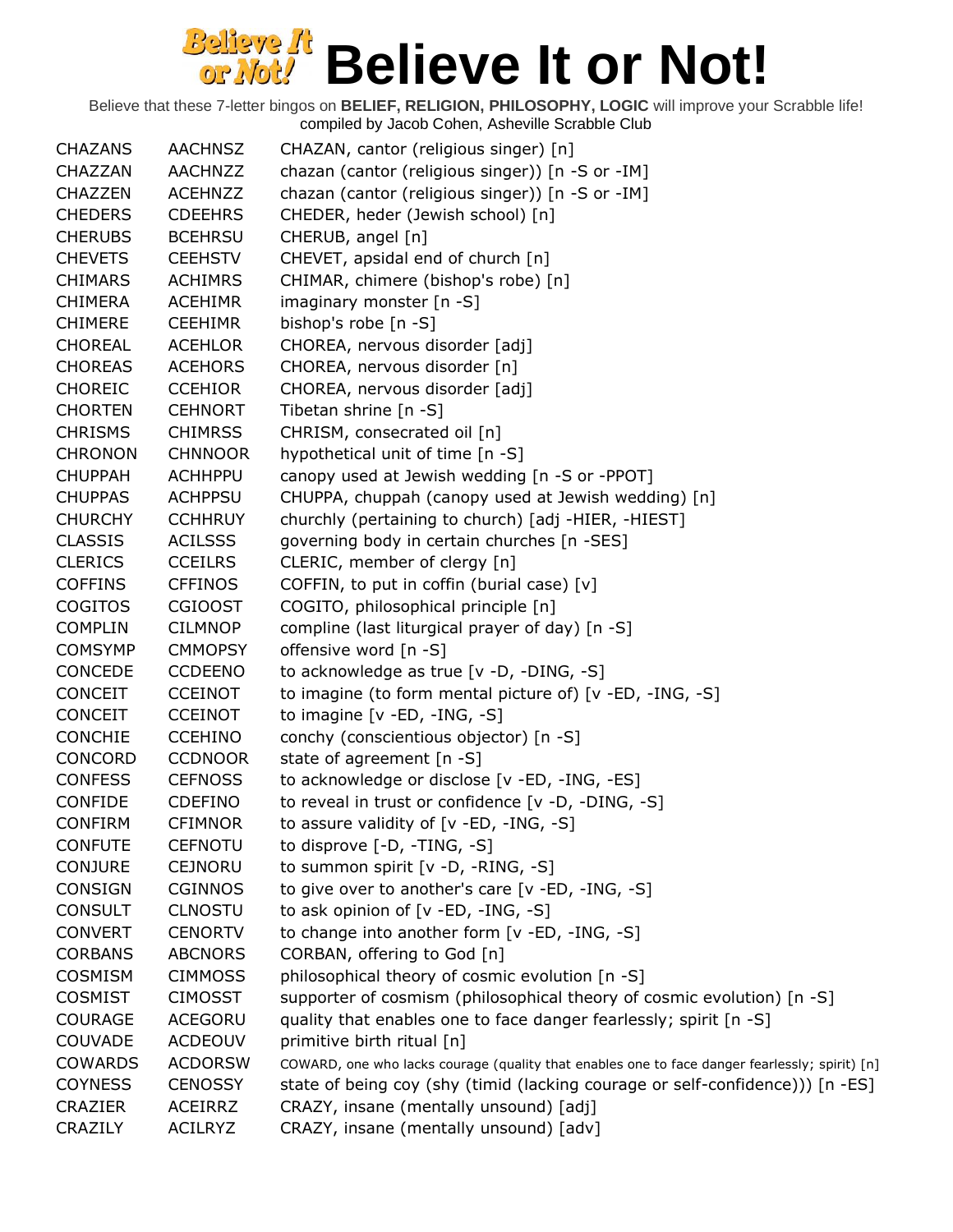# Believe It or Not!

Believe that these 7-letter bingos on **BELIEF, RELIGION, PHILOSOPHY, LOGIC** will improve your Scrabble life!
compiled by Jacob Cohen, Asheville Scrabble Club

| | | |
|---|---|---|
| CHAZANS | AACHNSZ | CHAZAN, cantor (religious singer) [n] |
| CHAZZAN | AACHNZZ | chazan (cantor (religious singer)) [n -S or -IM] |
| CHAZZEN | ACEHNZZ | chazan (cantor (religious singer)) [n -S or -IM] |
| CHEDERS | CDEEHRS | CHEDER, heder (Jewish school) [n] |
| CHERUBS | BCEHRSU | CHERUB, angel [n] |
| CHEVETS | CEEHSTV | CHEVET, apsidal end of church [n] |
| CHIMARS | ACHIMRS | CHIMAR, chimere (bishop's robe) [n] |
| CHIMERA | ACEHIMR | imaginary monster [n -S] |
| CHIMERE | CEEHIMR | bishop's robe [n -S] |
| CHOREAL | ACEHLOR | CHOREA, nervous disorder [adj] |
| CHOREAS | ACEHORS | CHOREA, nervous disorder [n] |
| CHOREIC | CCEHIOR | CHOREA, nervous disorder [adj] |
| CHORTEN | CEHNORT | Tibetan shrine [n -S] |
| CHRISMS | CHIMRSS | CHRISM, consecrated oil [n] |
| CHRONON | CHNNOOR | hypothetical unit of time [n -S] |
| CHUPPAH | ACHHPPU | canopy used at Jewish wedding [n -S or -PPOT] |
| CHUPPAS | ACHPPSU | CHUPPA, chuppah (canopy used at Jewish wedding) [n] |
| CHURCHY | CCHHRUY | churchly (pertaining to church) [adj -HIER, -HIEST] |
| CLASSIS | ACILSSS | governing body in certain churches [n -SES] |
| CLERICS | CCEILRS | CLERIC, member of clergy [n] |
| COFFINS | CFFINOS | COFFIN, to put in coffin (burial case) [v] |
| COGITOS | CGIOOST | COGITO, philosophical principle [n] |
| COMPLIN | CILMNOP | compline (last liturgical prayer of day) [n -S] |
| COMSYMP | CMMOPSY | offensive word [n -S] |
| CONCEDE | CCDEENO | to acknowledge as true [v -D, -DING, -S] |
| CONCEIT | CCEINOT | to imagine (to form mental picture of) [v -ED, -ING, -S] |
| CONCEIT | CCEINOT | to imagine [v -ED, -ING, -S] |
| CONCHIE | CCEHINO | conchy (conscientious objector) [n -S] |
| CONCORD | CCDNOOR | state of agreement [n -S] |
| CONFESS | CEFNOSS | to acknowledge or disclose [v -ED, -ING, -ES] |
| CONFIDE | CDEFINO | to reveal in trust or confidence [v -D, -DING, -S] |
| CONFIRM | CFIMNOR | to assure validity of [v -ED, -ING, -S] |
| CONFUTE | CEFNOTU | to disprove [-D, -TING, -S] |
| CONJURE | CEJNORU | to summon spirit [v -D, -RING, -S] |
| CONSIGN | CGINNOS | to give over to another's care [v -ED, -ING, -S] |
| CONSULT | CLNOSTU | to ask opinion of [v -ED, -ING, -S] |
| CONVERT | CENORTV | to change into another form [v -ED, -ING, -S] |
| CORBANS | ABCNORS | CORBAN, offering to God [n] |
| COSMISM | CIMMOSS | philosophical theory of cosmic evolution [n -S] |
| COSMIST | CIMOSST | supporter of cosmism (philosophical theory of cosmic evolution) [n -S] |
| COURAGE | ACEGORU | quality that enables one to face danger fearlessly; spirit [n -S] |
| COUVADE | ACDEOUV | primitive birth ritual [n] |
| COWARDS | ACDORSW | COWARD, one who lacks courage (quality that enables one to face danger fearlessly; spirit) [n] |
| COYNESS | CENOSSY | state of being coy (shy (timid (lacking courage or self-confidence))) [n -ES] |
| CRAZIER | ACEIRRZ | CRAZY, insane (mentally unsound) [adj] |
| CRAZILY | ACILRYZ | CRAZY, insane (mentally unsound) [adv] |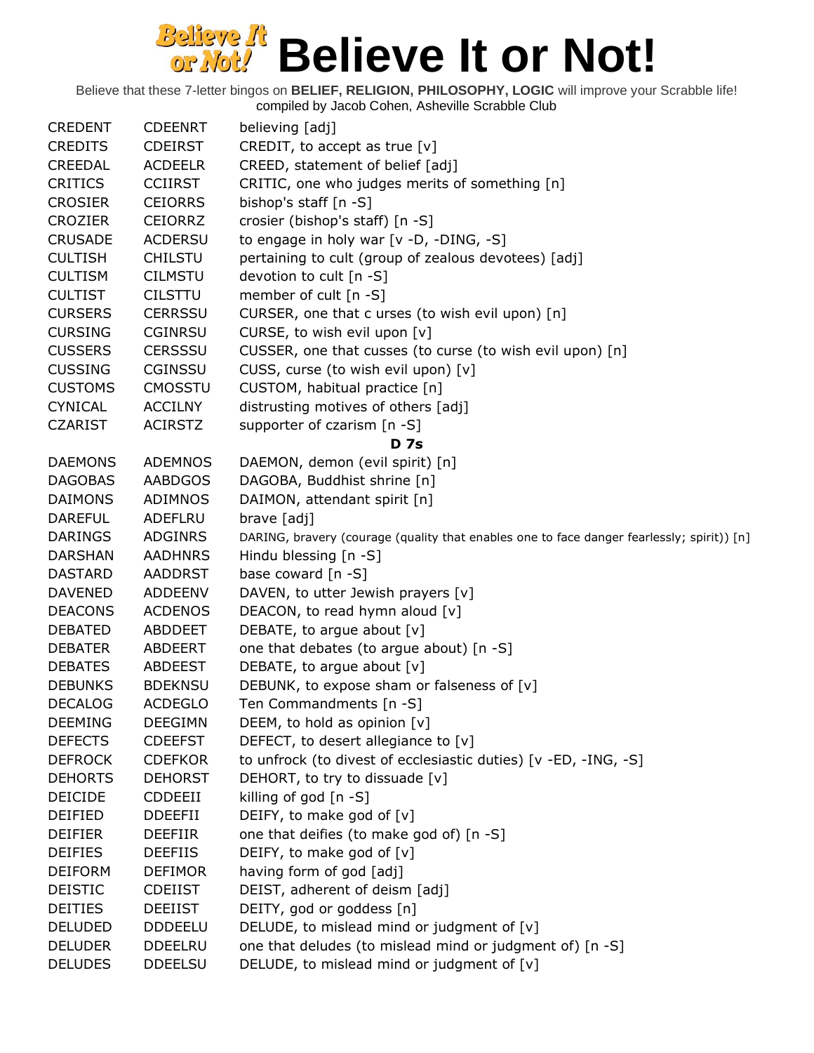| CREDENT | CDEENRT | believing [adj] |
|---|---|---|
| CREDITS | CDEIRST | CREDIT, to accept as true [v] |
| CREEDAL | ACDEELR | CREED, statement of belief [adj] |
| CRITICS | CCIIRST | CRITIC, one who judges merits of something [n] |
| CROSIER | CEIORRS | bishop's staff [n -S] |
| CROZIER | CEIORRZ | crosier (bishop's staff) [n -S] |
| CRUSADE | ACDERSU | to engage in holy war [v -D, -DING, -S] |
| CULTISH | CHILSTU | pertaining to cult (group of zealous devotees) [adj] |
| CULTISM | CILMSTU | devotion to cult [n -S] |
| CULTIST | CILSTTU | member of cult [n -S] |
| CURSERS | CERRSSU | CURSER, one that c urses (to wish evil upon) [n] |
| CURSING | CGINRSU | CURSE, to wish evil upon [v] |
| CUSSERS | CERSSSU | CUSSER, one that cusses (to curse (to wish evil upon) [n] |
| CUSSING | CGINSSU | CUSS, curse (to wish evil upon) [v] |
| CUSTOMS | CMOSSTU | CUSTOM, habitual practice [n] |
| CYNICAL | ACCILNY | distrusting motives of others [adj] |
| CZARIST | ACIRSTZ | supporter of czarism [n -S] |
| | | **D 7s** |
| DAEMONS | ADEMNOS | DAEMON, demon (evil spirit) [n] |
| DAGOBAS | AABDGOS | DAGOBA, Buddhist shrine [n] |
| DAIMONS | ADIMNOS | DAIMON, attendant spirit [n] |
| DAREFUL | ADEFLRU | brave [adj] |
| DARINGS | ADGINRS | DARING, bravery (courage (quality that enables one to face danger fearlessly; spirit)) [n] |
| DARSHAN | AADHNRS | Hindu blessing [n -S] |
| DASTARD | AADDRST | base coward [n -S] |
| DAVENED | ADDEENV | DAVEN, to utter Jewish prayers [v] |
| DEACONS | ACDENOS | DEACON, to read hymn aloud [v] |
| DEBATED | ABDDEET | DEBATE, to argue about [v] |
| DEBATER | ABDEERT | one that debates (to argue about) [n -S] |
| DEBATES | ABDEEST | DEBATE, to argue about [v] |
| DEBUNKS | BDEKNSU | DEBUNK, to expose sham or falseness of [v] |
| DECALOG | ACDEGLO | Ten Commandments [n -S] |
| DEEMING | DEEGIMN | DEEM, to hold as opinion [v] |
| DEFECTS | CDEEFST | DEFECT, to desert allegiance to [v] |
| DEFROCK | CDEFKOR | to unfrock (to divest of ecclesiastic duties) [v -ED, -ING, -S] |
| DEHORTS | DEHORST | DEHORT, to try to dissuade [v] |
| DEICIDE | CDDEEII | killing of god [n -S] |
| DEIFIED | DDEEFII | DEIFY, to make god of [v] |
| DEIFIER | DEEFIIR | one that deifies (to make god of) [n -S] |
| DEIFIES | DEEFIIS | DEIFY, to make god of [v] |
| DEIFORM | DEFIMOR | having form of god [adj] |
| DEISTIC | CDEIIST | DEIST, adherent of deism [adj] |
| DEITIES | DEEIIST | DEITY, god or goddess [n] |
| DELUDED | DDDEELU | DELUDE, to mislead mind or judgment of [v] |
| DELUDER | DDEELRU | one that deludes (to mislead mind or judgment of) [n -S] |
| DELUDES | DDEELSU | DELUDE, to mislead mind or judgment of [v] |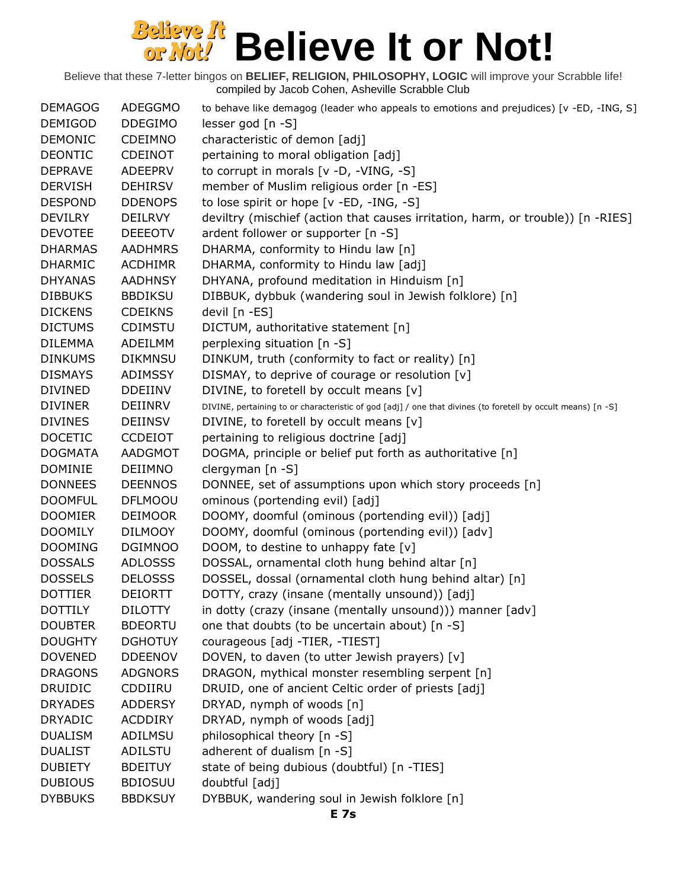# Believe It or Not!

Believe that these 7-letter bingos on **BELIEF, RELIGION, PHILOSOPHY, LOGIC** will improve your Scrabble life!
compiled by Jacob Cohen, Asheville Scrabble Club

| | | |
|---|---|---|
| DEMAGOG | ADEGGMO | to behave like demagog (leader who appeals to emotions and prejudices) [v -ED, -ING, S] |
| DEMIGOD | DDEGIMO | lesser god [n -S] |
| DEMONIC | CDEIMNO | characteristic of demon [adj] |
| DEONTIC | CDEINOT | pertaining to moral obligation [adj] |
| DEPRAVE | ADEEPRV | to corrupt in morals [v -D, -VING, -S] |
| DERVISH | DEHIRSV | member of Muslim religious order [n -ES] |
| DESPOND | DDENOPS | to lose spirit or hope [v -ED, -ING, -S] |
| DEVILRY | DEILRVY | deviltry (mischief (action that causes irritation, harm, or trouble)) [n -RIES] |
| DEVOTEE | DEEEOTV | ardent follower or supporter [n -S] |
| DHARMAS | AADHMRS | DHARMA, conformity to Hindu law [n] |
| DHARMIC | ACDHIMR | DHARMA, conformity to Hindu law [adj] |
| DHYANAS | AADHNSY | DHYANA, profound meditation in Hinduism [n] |
| DIBBUKS | BBDIKSU | DIBBUK, dybbuk (wandering soul in Jewish folklore) [n] |
| DICKENS | CDEIKNS | devil [n -ES] |
| DICTUMS | CDIMSTU | DICTUM, authoritative statement [n] |
| DILEMMA | ADEILMM | perplexing situation [n -S] |
| DINKUMS | DIKMNSU | DINKUM, truth (conformity to fact or reality) [n] |
| DISMAYS | ADIMSSY | DISMAY, to deprive of courage or resolution [v] |
| DIVINED | DDEIINV | DIVINE, to foretell by occult means [v] |
| DIVINER | DEIINRV | DIVINE, pertaining to or characteristic of god [adj] / one that divines (to foretell by occult means) [n -S] |
| DIVINES | DEIINSV | DIVINE, to foretell by occult means [v] |
| DOCETIC | CCDEIOT | pertaining to religious doctrine [adj] |
| DOGMATA | AADGMOT | DOGMA, principle or belief put forth as authoritative [n] |
| DOMINIE | DEIIMNO | clergyman [n -S] |
| DONNEES | DEENNOS | DONNEE, set of assumptions upon which story proceeds [n] |
| DOOMFUL | DFLMOOU | ominous (portending evil) [adj] |
| DOOMIER | DEIMOOR | DOOMY, doomful (ominous (portending evil)) [adj] |
| DOOMILY | DILMOOY | DOOMY, doomful (ominous (portending evil)) [adv] |
| DOOMING | DGIMNOO | DOOM, to destine to unhappy fate [v] |
| DOSSALS | ADLOSSS | DOSSAL, ornamental cloth hung behind altar [n] |
| DOSSELS | DELOSSS | DOSSEL, dossal (ornamental cloth hung behind altar) [n] |
| DOTTIER | DEIORTT | DOTTY, crazy (insane (mentally unsound)) [adj] |
| DOTTILY | DILOTTY | in dotty (crazy (insane (mentally unsound))) manner [adv] |
| DOUBTER | BDEORTU | one that doubts (to be uncertain about) [n -S] |
| DOUGHTY | DGHOTUY | courageous [adj -TIER, -TIEST] |
| DOVENED | DDEENOV | DOVEN, to daven (to utter Jewish prayers) [v] |
| DRAGONS | ADGNORS | DRAGON, mythical monster resembling serpent [n] |
| DRUIDIC | CDDIIRU | DRUID, one of ancient Celtic order of priests [adj] |
| DRYADES | ADDERSY | DRYAD, nymph of woods [n] |
| DRYADIC | ACDDIRY | DRYAD, nymph of woods [adj] |
| DUALISM | ADILMSU | philosophical theory [n -S] |
| DUALIST | ADILSTU | adherent of dualism [n -S] |
| DUBIETY | BDEITUY | state of being dubious (doubtful) [n -TIES] |
| DUBIOUS | BDIOSUU | doubtful [adj] |
| DYBBUKS | BBDKSUY | DYBBUK, wandering soul in Jewish folklore [n] |

**E 7s**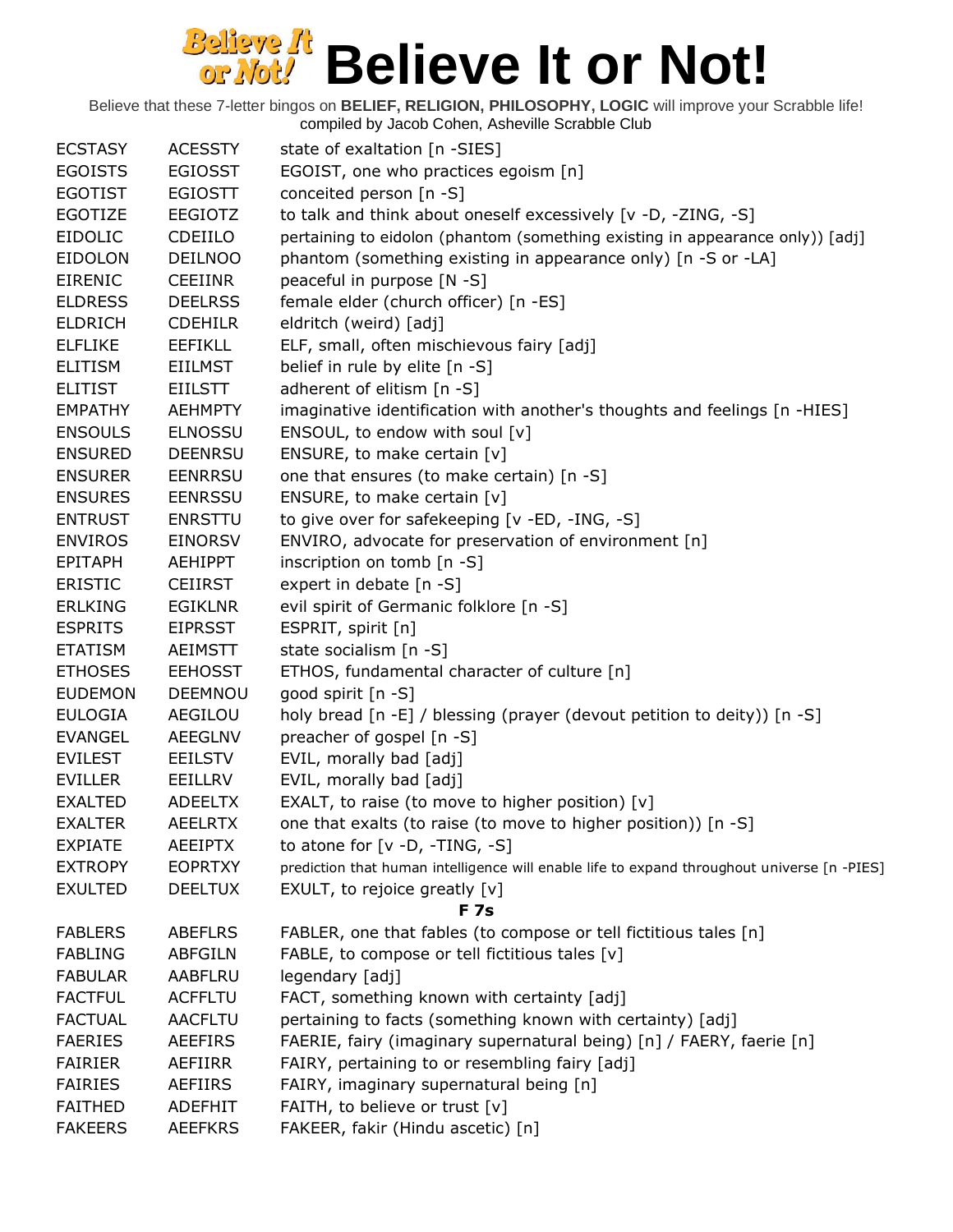# Believe It or Not!

Believe that these 7-letter bingos on **BELIEF, RELIGION, PHILOSOPHY, LOGIC** will improve your Scrabble life!
compiled by Jacob Cohen, Asheville Scrabble Club

| | | |
|---|---|---|
| ECSTASY | ACESSTY | state of exaltation [n -SIES] |
| EGOISTS | EGIOSST | EGOIST, one who practices egoism [n] |
| EGOTIST | EGIOSTT | conceited person [n -S] |
| EGOTIZE | EEGIOTZ | to talk and think about oneself excessively [v -D, -ZING, -S] |
| EIDOLIC | CDEIILO | pertaining to eidolon (phantom (something existing in appearance only)) [adj] |
| EIDOLON | DEILNOO | phantom (something existing in appearance only) [n -S or -LA] |
| EIRENIC | CEEIINR | peaceful in purpose [N -S] |
| ELDRESS | DEELRSS | female elder (church officer) [n -ES] |
| ELDRICH | CDEHILR | eldritch (weird) [adj] |
| ELFLIKE | EEFIKLL | ELF, small, often mischievous fairy [adj] |
| ELITISM | EIILMST | belief in rule by elite [n -S] |
| ELITIST | EIILSTT | adherent of elitism [n -S] |
| EMPATHY | AEHMPTY | imaginative identification with another's thoughts and feelings [n -HIES] |
| ENSOULS | ELNOSSU | ENSOUL, to endow with soul [v] |
| ENSURED | DEENRSU | ENSURE, to make certain [v] |
| ENSURER | EENRRSU | one that ensures (to make certain) [n -S] |
| ENSURES | EENRSSU | ENSURE, to make certain [v] |
| ENTRUST | ENRSTTU | to give over for safekeeping [v -ED, -ING, -S] |
| ENVIROS | EINORSV | ENVIRO, advocate for preservation of environment [n] |
| EPITAPH | AEHIPPT | inscription on tomb [n -S] |
| ERISTIC | CEIIRST | expert in debate [n -S] |
| ERLKING | EGIKLNR | evil spirit of Germanic folklore [n -S] |
| ESPRITS | EIPRSST | ESPRIT, spirit [n] |
| ETATISM | AEIMSTT | state socialism [n -S] |
| ETHOSES | EEHOSST | ETHOS, fundamental character of culture [n] |
| EUDEMON | DEEMNOU | good spirit [n -S] |
| EULOGIA | AEGILOU | holy bread [n -E] / blessing (prayer (devout petition to deity)) [n -S] |
| EVANGEL | AEEGLNV | preacher of gospel [n -S] |
| EVILEST | EEILSTV | EVIL, morally bad [adj] |
| EVILLER | EEILLRV | EVIL, morally bad [adj] |
| EXALTED | ADEELTX | EXALT, to raise (to move to higher position) [v] |
| EXALTER | AEELRTX | one that exalts (to raise (to move to higher position)) [n -S] |
| EXPIATE | AEEIPTX | to atone for [v -D, -TING, -S] |
| EXTROPY | EOPRTXY | prediction that human intelligence will enable life to expand throughout universe [n -PIES] |
| EXULTED | DEELTUX | EXULT, to rejoice greatly [v] |

**F 7s**

| | | |
|---|---|---|
| FABLERS | ABEFLRS | FABLER, one that fables (to compose or tell fictitious tales [n] |
| FABLING | ABFGILN | FABLE, to compose or tell fictitious tales [v] |
| FABULAR | AABFLRU | legendary [adj] |
| FACTFUL | ACFFLTU | FACT, something known with certainty [adj] |
| FACTUAL | AACFLTU | pertaining to facts (something known with certainty) [adj] |
| FAERIES | AEEFIRS | FAERIE, fairy (imaginary supernatural being) [n] / FAERY, faerie [n] |
| FAIRIER | AEFIIRR | FAIRY, pertaining to or resembling fairy [adj] |
| FAIRIES | AEFIIRS | FAIRY, imaginary supernatural being [n] |
| FAITHED | ADEFHIT | FAITH, to believe or trust [v] |
| FAKEERS | AEEFKRS | FAKEER, fakir (Hindu ascetic) [n] |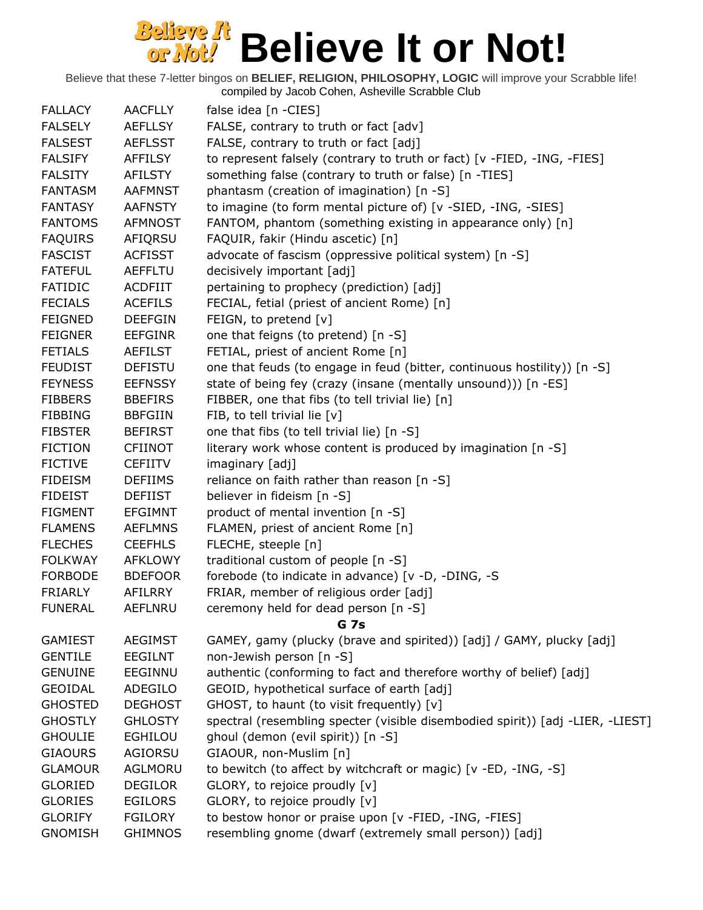# Believe It or Not!

Believe that these 7-letter bingos on **BELIEF, RELIGION, PHILOSOPHY, LOGIC** will improve your Scrabble life!
compiled by Jacob Cohen, Asheville Scrabble Club

| | | |
|---|---|---|
| FALLACY | AACFLLY | false idea [n -CIES] |
| FALSELY | AEFLLSY | FALSE, contrary to truth or fact [adv] |
| FALSEST | AEFLSST | FALSE, contrary to truth or fact [adj] |
| FALSIFY | AFFILSY | to represent falsely (contrary to truth or fact) [v -FIED, -ING, -FIES] |
| FALSITY | AFILSTY | something false (contrary to truth or false) [n -TIES] |
| FANTASM | AAFMNST | phantasm (creation of imagination) [n -S] |
| FANTASY | AAFNSTY | to imagine (to form mental picture of) [v -SIED, -ING, -SIES] |
| FANTOMS | AFMNOST | FANTOM, phantom (something existing in appearance only) [n] |
| FAQUIRS | AFIQRSU | FAQUIR, fakir (Hindu ascetic) [n] |
| FASCIST | ACFISST | advocate of fascism (oppressive political system) [n -S] |
| FATEFUL | AEFFLTU | decisively important [adj] |
| FATIDIC | ACDFIIT | pertaining to prophecy (prediction) [adj] |
| FECIALS | ACEFILS | FECIAL, fetial (priest of ancient Rome) [n] |
| FEIGNED | DEEFGIN | FEIGN, to pretend [v] |
| FEIGNER | EEFGINR | one that feigns (to pretend) [n -S] |
| FETIALS | AEFILST | FETIAL, priest of ancient Rome [n] |
| FEUDIST | DEFISTU | one that feuds (to engage in feud (bitter, continuous hostility)) [n -S] |
| FEYNESS | EEFNSSY | state of being fey (crazy (insane (mentally unsound))) [n -ES] |
| FIBBERS | BBEFIRS | FIBBER, one that fibs (to tell trivial lie) [n] |
| FIBBING | BBFGIIN | FIB, to tell trivial lie [v] |
| FIBSTER | BEFIRST | one that fibs (to tell trivial lie) [n -S] |
| FICTION | CFIINOT | literary work whose content is produced by imagination [n -S] |
| FICTIVE | CEFIITV | imaginary [adj] |
| FIDEISM | DEFIIMS | reliance on faith rather than reason [n -S] |
| FIDEIST | DEFIIST | believer in fideism [n -S] |
| FIGMENT | EFGIMNT | product of mental invention [n -S] |
| FLAMENS | AEFLMNS | FLAMEN, priest of ancient Rome [n] |
| FLECHES | CEEFHLS | FLECHE, steeple [n] |
| FOLKWAY | AFKLOWY | traditional custom of people [n -S] |
| FORBODE | BDEFOOR | forebode (to indicate in advance) [v -D, -DING, -S |
| FRIARLY | AFILRRY | FRIAR, member of religious order [adj] |
| FUNERAL | AEFLNRU | ceremony held for dead person [n -S] |

**G 7s**

| | | |
|---|---|---|
| GAMIEST | AEGIMST | GAMEY, gamy (plucky (brave and spirited)) [adj] / GAMY, plucky [adj] |
| GENTILE | EEGILNT | non-Jewish person [n -S] |
| GENUINE | EEGINNU | authentic (conforming to fact and therefore worthy of belief) [adj] |
| GEOIDAL | ADEGILO | GEOID, hypothetical surface of earth [adj] |
| GHOSTED | DEGHOST | GHOST, to haunt (to visit frequently) [v] |
| GHOSTLY | GHLOSTY | spectral (resembling specter (visible disembodied spirit)) [adj -LIER, -LIEST] |
| GHOULIE | EGHILOU | ghoul (demon (evil spirit)) [n -S] |
| GIAOURS | AGIORSU | GIAOUR, non-Muslim [n] |
| GLAMOUR | AGLMORU | to bewitch (to affect by witchcraft or magic) [v -ED, -ING, -S] |
| GLORIED | DEGILOR | GLORY, to rejoice proudly [v] |
| GLORIES | EGILORS | GLORY, to rejoice proudly [v] |
| GLORIFY | FGILORY | to bestow honor or praise upon [v -FIED, -ING, -FIES] |
| GNOMISH | GHIMNOS | resembling gnome (dwarf (extremely small person)) [adj] |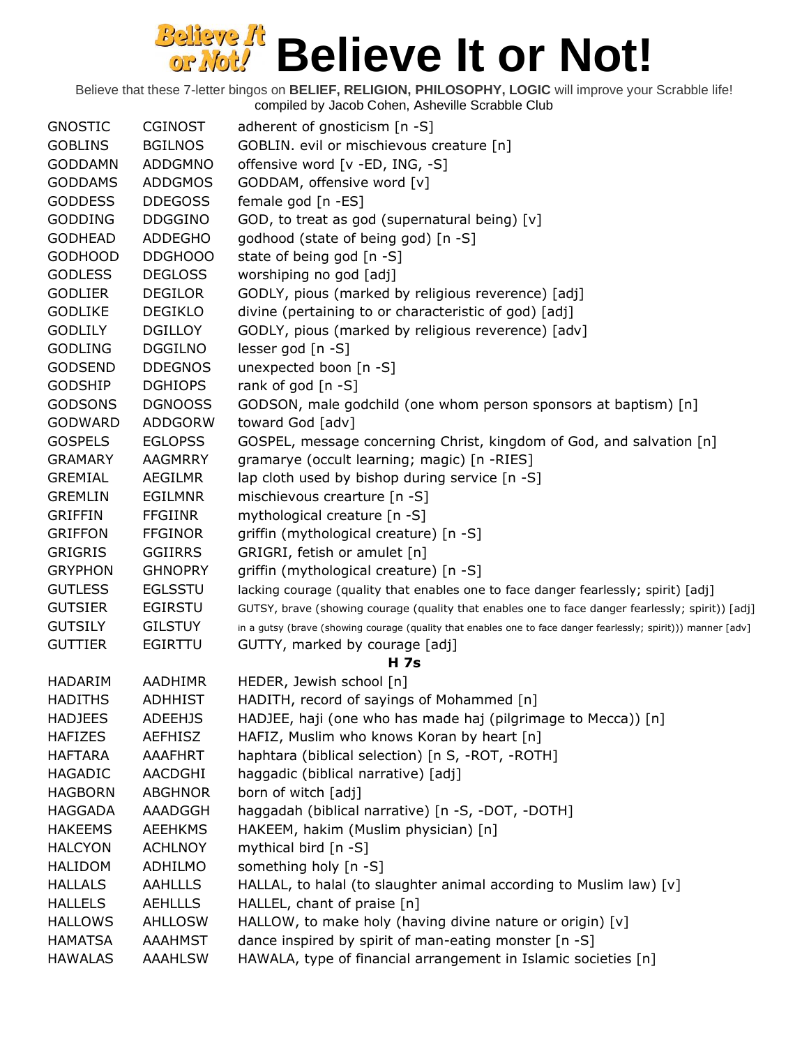# Believe It or Not!

Believe that these 7-letter bingos on **BELIEF, RELIGION, PHILOSOPHY, LOGIC** will improve your Scrabble life!
compiled by Jacob Cohen, Asheville Scrabble Club

| | | |
|---|---|---|
| GNOSTIC | CGINOST | adherent of gnosticism [n -S] |
| GOBLINS | BGILNOS | GOBLIN. evil or mischievous creature [n] |
| GODDAMN | ADDGMNO | offensive word [v -ED, ING, -S] |
| GODDAMS | ADDGMOS | GODDAM, offensive word [v] |
| GODDESS | DDEGOSS | female god [n -ES] |
| GODDING | DDGGINO | GOD, to treat as god (supernatural being) [v] |
| GODHEAD | ADDEGHO | godhood (state of being god) [n -S] |
| GODHOOD | DDGHOOO | state of being god [n -S] |
| GODLESS | DEGLOSS | worshiping no god [adj] |
| GODLIER | DEGILOR | GODLY, pious (marked by religious reverence) [adj] |
| GODLIKE | DEGIKLO | divine (pertaining to or characteristic of god) [adj] |
| GODLILY | DGILLOY | GODLY, pious (marked by religious reverence) [adv] |
| GODLING | DGGILNO | lesser god [n -S] |
| GODSEND | DDEGNOS | unexpected boon [n -S] |
| GODSHIP | DGHIOPS | rank of god [n -S] |
| GODSONS | DGNOOSS | GODSON, male godchild (one whom person sponsors at baptism) [n] |
| GODWARD | ADDGORW | toward God [adv] |
| GOSPELS | EGLOPSS | GOSPEL, message concerning Christ, kingdom of God, and salvation [n] |
| GRAMARY | AAGMRRY | gramarye (occult learning; magic) [n -RIES] |
| GREMIAL | AEGILMR | lap cloth used by bishop during service [n -S] |
| GREMLIN | EGILMNR | mischievous crearture [n -S] |
| GRIFFIN | FFGIINR | mythological creature [n -S] |
| GRIFFON | FFGINOR | griffin (mythological creature) [n -S] |
| GRIGRIS | GGIIRRS | GRIGRI, fetish or amulet [n] |
| GRYPHON | GHNOPRY | griffin (mythological creature) [n -S] |
| GUTLESS | EGLSSTU | lacking courage (quality that enables one to face danger fearlessly; spirit) [adj] |
| GUTSIER | EGIRSTU | GUTSY, brave (showing courage (quality that enables one to face danger fearlessly; spirit)) [adj] |
| GUTSILY | GILSTUY | in a gutsy (brave (showing courage (quality that enables one to face danger fearlessly; spirit))) manner [adv] |
| GUTTIER | EGIRTTU | GUTTY, marked by courage [adj] |

**H 7s**

| | | |
|---|---|---|
| HADARIM | AADHIMR | HEDER, Jewish school [n] |
| HADITHS | ADHHIST | HADITH, record of sayings of Mohammed [n] |
| HADJEES | ADEEHJS | HADJEE, haji (one who has made haj (pilgrimage to Mecca)) [n] |
| HAFIZES | AEFHISZ | HAFIZ, Muslim who knows Koran by heart [n] |
| HAFTARA | AAAFHRT | haphtara (biblical selection) [n S, -ROT, -ROTH] |
| HAGADIC | AACDGHI | haggadic (biblical narrative) [adj] |
| HAGBORN | ABGHNOR | born of witch [adj] |
| HAGGADA | AAADGGH | haggadah (biblical narrative) [n -S, -DOT, -DOTH] |
| HAKEEMS | AEEHKMS | HAKEEM, hakim (Muslim physician) [n] |
| HALCYON | ACHLNOY | mythical bird [n -S] |
| HALIDOM | ADHILMO | something holy [n -S] |
| HALLALS | AAHLLLS | HALLAL, to halal (to slaughter animal according to Muslim law) [v] |
| HALLELS | AEHLLLS | HALLEL, chant of praise [n] |
| HALLOWS | AHLLOSW | HALLOW, to make holy (having divine nature or origin) [v] |
| HAMATSA | AAAHMST | dance inspired by spirit of man-eating monster [n -S] |
| HAWALAS | AAAHLSW | HAWALA, type of financial arrangement in Islamic societies [n] |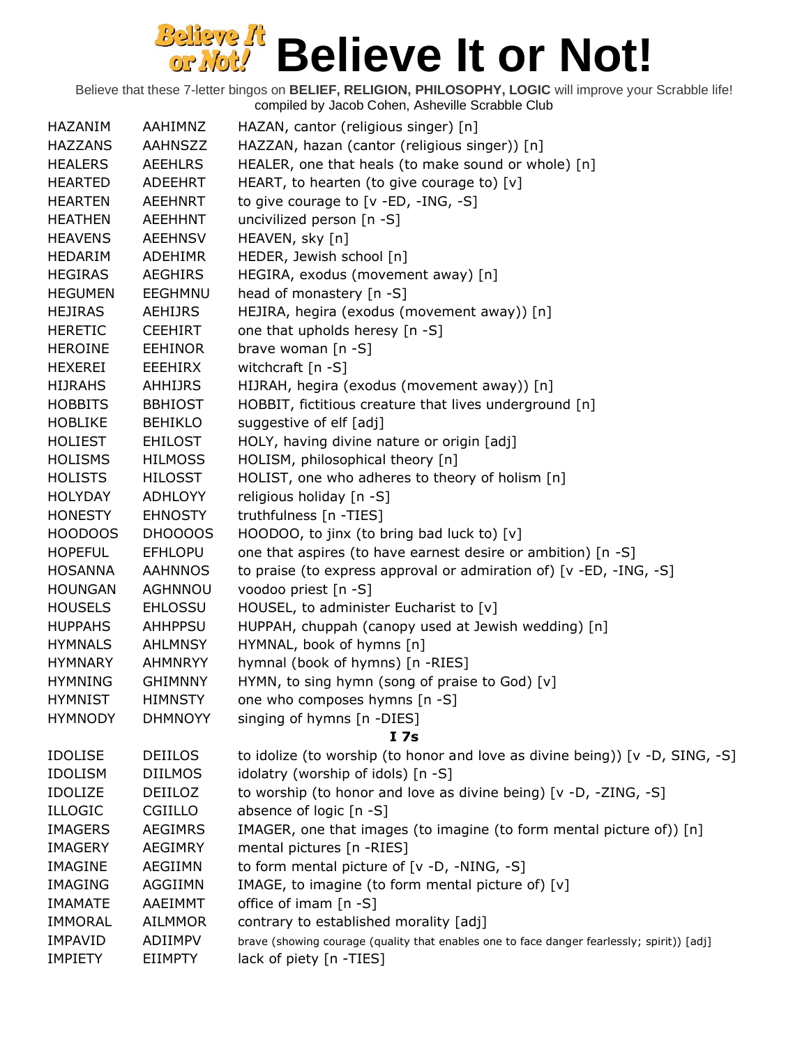# Believe It or Not!

Believe that these 7-letter bingos on **BELIEF, RELIGION, PHILOSOPHY, LOGIC** will improve your Scrabble life!
compiled by Jacob Cohen, Asheville Scrabble Club

| | | |
|---|---|---|
| HAZANIM | AAHIMNZ | HAZAN, cantor (religious singer) [n] |
| HAZZANS | AAHNSZZ | HAZZAN, hazan (cantor (religious singer)) [n] |
| HEALERS | AEEHLRS | HEALER, one that heals (to make sound or whole) [n] |
| HEARTED | ADEEHRT | HEART, to hearten (to give courage to) [v] |
| HEARTEN | AEEHNRT | to give courage to [v -ED, -ING, -S] |
| HEATHEN | AEEHHNT | uncivilized person [n -S] |
| HEAVENS | AEEHNSV | HEAVEN, sky [n] |
| HEDARIM | ADEHIMR | HEDER, Jewish school [n] |
| HEGIRAS | AEGHIRS | HEGIRA, exodus (movement away) [n] |
| HEGUMEN | EEGHMNU | head of monastery [n -S] |
| HEJIRAS | AEHIJRS | HEJIRA, hegira (exodus (movement away)) [n] |
| HERETIC | CEEHIRT | one that upholds heresy [n -S] |
| HEROINE | EEHINOR | brave woman [n -S] |
| HEXEREI | EEEHIRX | witchcraft [n -S] |
| HIJRAHS | AHHIJRS | HIJRAH, hegira (exodus (movement away)) [n] |
| HOBBITS | BBHIOST | HOBBIT, fictitious creature that lives underground [n] |
| HOBLIKE | BEHIKLO | suggestive of elf [adj] |
| HOLIEST | EHILOST | HOLY, having divine nature or origin [adj] |
| HOLISMS | HILMOSS | HOLISM, philosophical theory [n] |
| HOLISTS | HILOSST | HOLIST, one who adheres to theory of holism [n] |
| HOLYDAY | ADHLOYY | religious holiday [n -S] |
| HONESTY | EHNOSTY | truthfulness [n -TIES] |
| HOODOOS | DHOOOOS | HOODOO, to jinx (to bring bad luck to) [v] |
| HOPEFUL | EFHLOPU | one that aspires (to have earnest desire or ambition) [n -S] |
| HOSANNA | AAHNNOS | to praise (to express approval or admiration of) [v -ED, -ING, -S] |
| HOUNGAN | AGHNNOU | voodoo priest [n -S] |
| HOUSELS | EHLOSSU | HOUSEL, to administer Eucharist to [v] |
| HUPPAHS | AHHPPSU | HUPPAH, chuppah (canopy used at Jewish wedding) [n] |
| HYMNALS | AHLMNSY | HYMNAL, book of hymns [n] |
| HYMNARY | AHMNRYY | hymnal (book of hymns) [n -RIES] |
| HYMNING | GHIMNNY | HYMN, to sing hymn (song of praise to God) [v] |
| HYMNIST | HIMNSTY | one who composes hymns [n -S] |
| HYMNODY | DHMNOYY | singing of hymns [n -DIES] |
| | | **I 7s** |
| IDOLISE | DEIILOS | to idolize (to worship (to honor and love as divine being)) [v -D, SING, -S] |
| IDOLISM | DIILMOS | idolatry (worship of idols) [n -S] |
| IDOLIZE | DEIILOZ | to worship (to honor and love as divine being) [v -D, -ZING, -S] |
| ILLOGIC | CGIILLO | absence of logic [n -S] |
| IMAGERS | AEGIMRS | IMAGER, one that images (to imagine (to form mental picture of)) [n] |
| IMAGERY | AEGIMRY | mental pictures [n -RIES] |
| IMAGINE | AEGIIMN | to form mental picture of [v -D, -NING, -S] |
| IMAGING | AGGIIMN | IMAGE, to imagine (to form mental picture of) [v] |
| IMAMATE | AAEIMMT | office of imam [n -S] |
| IMMORAL | AILMMOR | contrary to established morality [adj] |
| IMPAVID | ADIIMPV | brave (showing courage (quality that enables one to face danger fearlessly; spirit)) [adj] |
| IMPIETY | EIIMPTY | lack of piety [n -TIES] |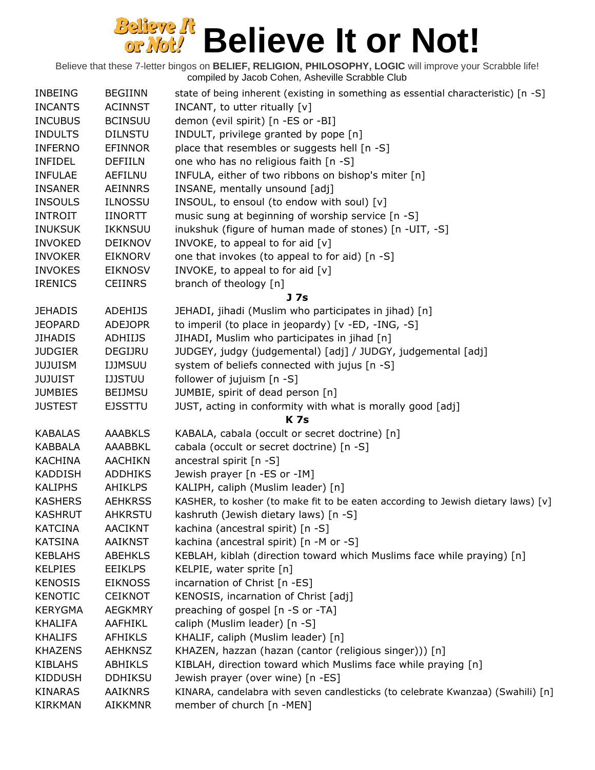# Believe It or Not!

Believe that these 7-letter bingos on **BELIEF, RELIGION, PHILOSOPHY, LOGIC** will improve your Scrabble life!
compiled by Jacob Cohen, Asheville Scrabble Club

| | | |
|---|---|---|
| INBEING | BEGIINN | state of being inherent (existing in something as essential characteristic) [n -S] |
| INCANTS | ACINNST | INCANT, to utter ritually [v] |
| INCUBUS | BCINSUU | demon (evil spirit) [n -ES or -BI] |
| INDULTS | DILNSTU | INDULT, privilege granted by pope [n] |
| INFERNO | EFINNOR | place that resembles or suggests hell [n -S] |
| INFIDEL | DEFIILN | one who has no religious faith [n -S] |
| INFULAE | AEFILNU | INFULA, either of two ribbons on bishop's miter [n] |
| INSANER | AEINNRS | INSANE, mentally unsound [adj] |
| INSOULS | ILNOSSU | INSOUL, to ensoul (to endow with soul) [v] |
| INTROIT | IINORTT | music sung at beginning of worship service [n -S] |
| INUKSUK | IKKNSUU | inukshuk (figure of human made of stones) [n -UIT, -S] |
| INVOKED | DEIKNOV | INVOKE, to appeal to for aid [v] |
| INVOKER | EIKNORV | one that invokes (to appeal to for aid) [n -S] |
| INVOKES | EIKNOSV | INVOKE, to appeal to for aid [v] |
| IRENICS | CEIINRS | branch of theology [n] |
| | | **J 7s** |
| JEHADIS | ADEHIJS | JEHADI, jihadi (Muslim who participates in jihad) [n] |
| JEOPARD | ADEJOPR | to imperil (to place in jeopardy) [v -ED, -ING, -S] |
| JIHADIS | ADHIIJS | JIHADI, Muslim who participates in jihad [n] |
| JUDGIER | DEGIJRU | JUDGEY, judgy (judgemental) [adj] / JUDGY, judgemental [adj] |
| JUJUISM | IJJMSUU | system of beliefs connected with jujus [n -S] |
| JUJUIST | IJJSTUU | follower of jujuism [n -S] |
| JUMBIES | BEIJMSU | JUMBIE, spirit of dead person [n] |
| JUSTEST | EJSSTTU | JUST, acting in conformity with what is morally good [adj] |
| | | **K 7s** |
| KABALAS | AAABKLS | KABALA, cabala (occult or secret doctrine) [n] |
| KABBALA | AAABBKL | cabala (occult or secret doctrine) [n -S] |
| KACHINA | AACHIKN | ancestral spirit [n -S] |
| KADDISH | ADDHIKS | Jewish prayer [n -ES or -IM] |
| KALIPHS | AHIKLPS | KALIPH, caliph (Muslim leader) [n] |
| KASHERS | AEHKRSS | KASHER, to kosher (to make fit to be eaten according to Jewish dietary laws) [v] |
| KASHRUT | AHKRSTU | kashruth (Jewish dietary laws) [n -S] |
| KATCINA | AACIKNT | kachina (ancestral spirit) [n -S] |
| KATSINA | AAIKNST | kachina (ancestral spirit) [n -M or -S] |
| KEBLAHS | ABEHKLS | KEBLAH, kiblah (direction toward which Muslims face while praying) [n] |
| KELPIES | EEIKLPS | KELPIE, water sprite [n] |
| KENOSIS | EIKNOSS | incarnation of Christ [n -ES] |
| KENOTIC | CEIKNOT | KENOSIS, incarnation of Christ [adj] |
| KERYGMA | AEGKMRY | preaching of gospel [n -S or -TA] |
| KHALIFA | AAFHIKL | caliph (Muslim leader) [n -S] |
| KHALIFS | AFHIKLS | KHALIF, caliph (Muslim leader) [n] |
| KHAZENS | AEHKNSZ | KHAZEN, hazzan (hazan (cantor (religious singer))) [n] |
| KIBLAHS | ABHIKLS | KIBLAH, direction toward which Muslims face while praying [n] |
| KIDDUSH | DDHIKSU | Jewish prayer (over wine) [n -ES] |
| KINARAS | AAIKNRS | KINARA, candelabra with seven candlesticks (to celebrate Kwanzaa) (Swahili) [n] |
| KIRKMAN | AIKKMNR | member of church [n -MEN] |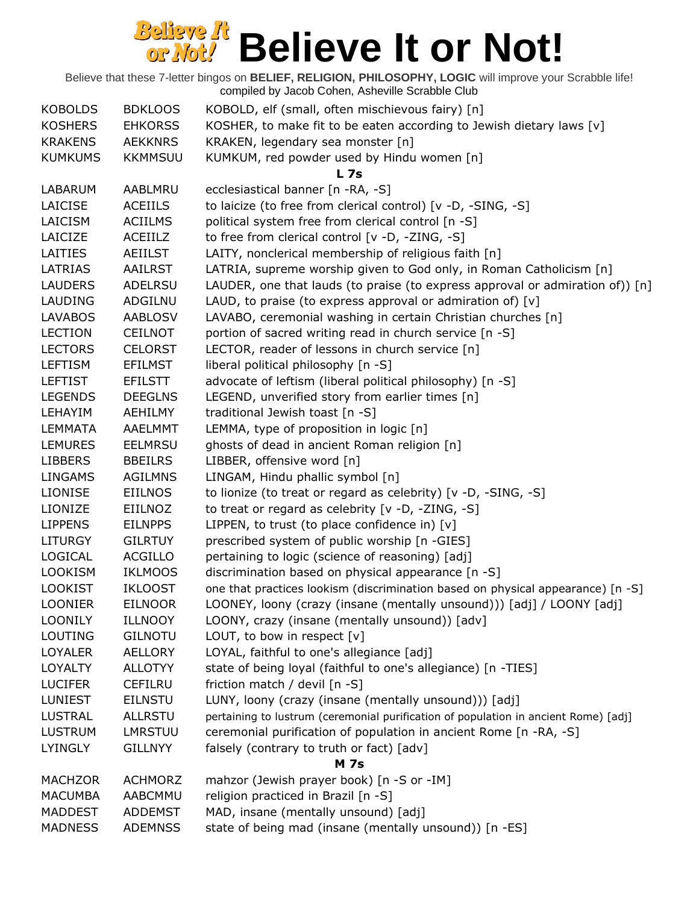# Believe It or Not!

Believe that these 7-letter bingos on **BELIEF, RELIGION, PHILOSOPHY, LOGIC** will improve your Scrabble life!
compiled by Jacob Cohen, Asheville Scrabble Club

| | | |
|---|---|---|
| KOBOLDS | BDKLOOS | KOBOLD, elf (small, often mischievous fairy) [n] |
| KOSHERS | EHKORSS | KOSHER, to make fit to be eaten according to Jewish dietary laws [v] |
| KRAKENS | AEKKNRS | KRAKEN, legendary sea monster [n] |
| KUMKUMS | KKMMSUU | KUMKUM, red powder used by Hindu women [n] |
| | | **L 7s** |
| LABARUM | AABLMRU | ecclesiastical banner [n -RA, -S] |
| LAICISE | ACEIILS | to laicize (to free from clerical control) [v -D, -SING, -S] |
| LAICISM | ACIILMS | political system free from clerical control [n -S] |
| LAICIZE | ACEIILZ | to free from clerical control [v -D, -ZING, -S] |
| LAITIES | AEIILST | LAITY, nonclerical membership of religious faith [n] |
| LATRIAS | AAILRST | LATRIA, supreme worship given to God only, in Roman Catholicism [n] |
| LAUDERS | ADELRSU | LAUDER, one that lauds (to praise (to express approval or admiration of)) [n] |
| LAUDING | ADGILNU | LAUD, to praise (to express approval or admiration of) [v] |
| LAVABOS | AABLOSV | LAVABO, ceremonial washing in certain Christian churches [n] |
| LECTION | CEILNOT | portion of sacred writing read in church service [n -S] |
| LECTORS | CELORST | LECTOR, reader of lessons in church service [n] |
| LEFTISM | EFILMST | liberal political philosophy [n -S] |
| LEFTIST | EFILSTT | advocate of leftism (liberal political philosophy) [n -S] |
| LEGENDS | DEEGLNS | LEGEND, unverified story from earlier times [n] |
| LEHAYIM | AEHILMY | traditional Jewish toast [n -S] |
| LEMMATA | AAELMMT | LEMMA, type of proposition in logic [n] |
| LEMURES | EELMRSU | ghosts of dead in ancient Roman religion [n] |
| LIBBERS | BBEILRS | LIBBER, offensive word [n] |
| LINGAMS | AGILMNS | LINGAM, Hindu phallic symbol [n] |
| LIONISE | EIILNOS | to lionize (to treat or regard as celebrity) [v -D, -SING, -S] |
| LIONIZE | EIILNOZ | to treat or regard as celebrity [v -D, -ZING, -S] |
| LIPPENS | EILNPPS | LIPPEN, to trust (to place confidence in) [v] |
| LITURGY | GILRTUY | prescribed system of public worship [n -GIES] |
| LOGICAL | ACGILLO | pertaining to logic (science of reasoning) [adj] |
| LOOKISM | IKLMOOS | discrimination based on physical appearance [n -S] |
| LOOKIST | IKLOOST | one that practices lookism (discrimination based on physical appearance) [n -S] |
| LOONIER | EILNOOR | LOONEY, loony (crazy (insane (mentally unsound))) [adj] / LOONY [adj] |
| LOONILY | ILLNOOY | LOONY, crazy (insane (mentally unsound)) [adv] |
| LOUTING | GILNOTU | LOUT, to bow in respect [v] |
| LOYALER | AELLORY | LOYAL, faithful to one's allegiance [adj] |
| LOYALTY | ALLOTYY | state of being loyal (faithful to one's allegiance) [n -TIES] |
| LUCIFER | CEFILRU | friction match / devil [n -S] |
| LUNIEST | EILNSTU | LUNY, loony (crazy (insane (mentally unsound))) [adj] |
| LUSTRAL | ALLRSTU | pertaining to lustrum (ceremonial purification of population in ancient Rome) [adj] |
| LUSTRUM | LMRSTUU | ceremonial purification of population in ancient Rome [n -RA, -S] |
| LYINGLY | GILLNYY | falsely (contrary to truth or fact) [adv] |
| | | **M 7s** |
| MACHZOR | ACHMORZ | mahzor (Jewish prayer book) [n -S or -IM] |
| MACUMBA | AABCMMU | religion practiced in Brazil [n -S] |
| MADDEST | ADDEMST | MAD, insane (mentally unsound) [adj] |
| MADNESS | ADEMNSS | state of being mad (insane (mentally unsound)) [n -ES] |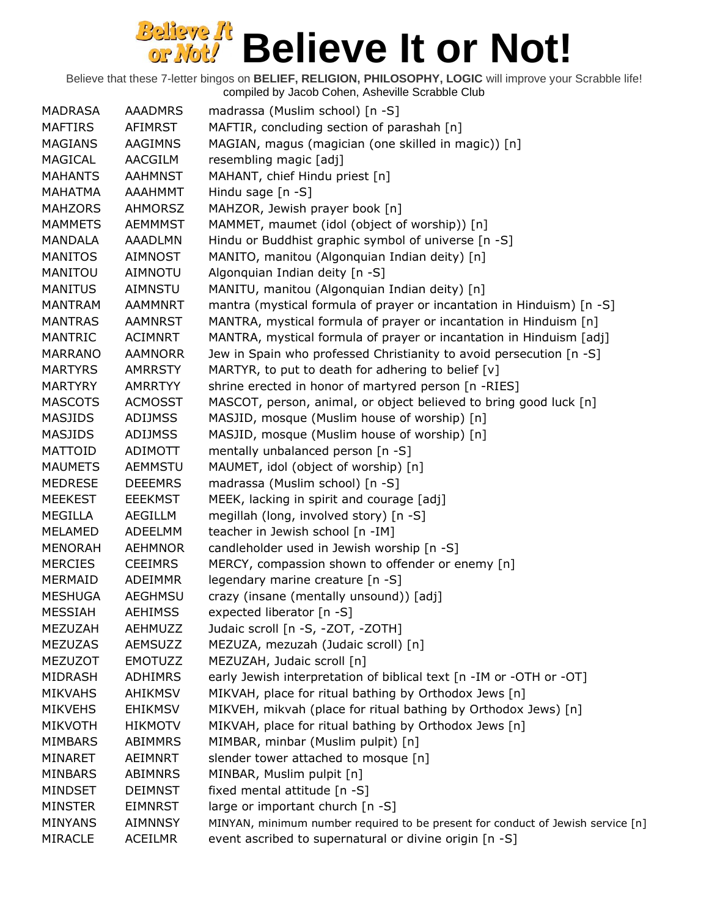# Believe It or Not!

Believe that these 7-letter bingos on **BELIEF, RELIGION, PHILOSOPHY, LOGIC** will improve your Scrabble life!
compiled by Jacob Cohen, Asheville Scrabble Club

| | | |
|---|---|---|
| MADRASA | AAADMRS | madrassa (Muslim school) [n -S] |
| MAFTIRS | AFIMRST | MAFTIR, concluding section of parashah [n] |
| MAGIANS | AAGIMNS | MAGIAN, magus (magician (one skilled in magic)) [n] |
| MAGICAL | AACGILM | resembling magic [adj] |
| MAHANTS | AAHMNST | MAHANT, chief Hindu priest [n] |
| MAHATMA | AAAHMMT | Hindu sage [n -S] |
| MAHZORS | AHMORSZ | MAHZOR, Jewish prayer book [n] |
| MAMMETS | AEMMMST | MAMMET, maumet (idol (object of worship)) [n] |
| MANDALA | AAADLMN | Hindu or Buddhist graphic symbol of universe [n -S] |
| MANITOS | AIMNOST | MANITO, manitou (Algonquian Indian deity) [n] |
| MANITOU | AIMNOTU | Algonquian Indian deity [n -S] |
| MANITUS | AIMNSTU | MANITU, manitou (Algonquian Indian deity) [n] |
| MANTRAM | AAMMNRT | mantra (mystical formula of prayer or incantation in Hinduism) [n -S] |
| MANTRAS | AAMNRST | MANTRA, mystical formula of prayer or incantation in Hinduism [n] |
| MANTRIC | ACIMNRT | MANTRA, mystical formula of prayer or incantation in Hinduism [adj] |
| MARRANO | AAMNORR | Jew in Spain who professed Christianity to avoid persecution [n -S] |
| MARTYRS | AMRRSTY | MARTYR, to put to death for adhering to belief [v] |
| MARTYRY | AMRRTYY | shrine erected in honor of martyred person [n -RIES] |
| MASCOTS | ACMOSST | MASCOT, person, animal, or object believed to bring good luck [n] |
| MASJIDS | ADIJMSS | MASJID, mosque (Muslim house of worship) [n] |
| MASJIDS | ADIJMSS | MASJID, mosque (Muslim house of worship) [n] |
| MATTOID | ADIMOTT | mentally unbalanced person [n -S] |
| MAUMETS | AEMMSTU | MAUMET, idol (object of worship) [n] |
| MEDRESE | DEEEMRS | madrassa (Muslim school) [n -S] |
| MEEKEST | EEEKMST | MEEK, lacking in spirit and courage [adj] |
| MEGILLA | AEGILLM | megillah (long, involved story) [n -S] |
| MELAMED | ADEELMM | teacher in Jewish school [n -IM] |
| MENORAH | AEHMNOR | candleholder used in Jewish worship [n -S] |
| MERCIES | CEEIMRS | MERCY, compassion shown to offender or enemy [n] |
| MERMAID | ADEIMMR | legendary marine creature [n -S] |
| MESHUGA | AEGHMSU | crazy (insane (mentally unsound)) [adj] |
| MESSIAH | AEHIMSS | expected liberator [n -S] |
| MEZUZAH | AEHMUZZ | Judaic scroll [n -S, -ZOT, -ZOTH] |
| MEZUZAS | AEMSUZZ | MEZUZA, mezuzah (Judaic scroll) [n] |
| MEZUZOT | EMOTUZZ | MEZUZAH, Judaic scroll [n] |
| MIDRASH | ADHIMRS | early Jewish interpretation of biblical text [n -IM or -OTH or -OT] |
| MIKVAHS | AHIKMSV | MIKVAH, place for ritual bathing by Orthodox Jews [n] |
| MIKVEHS | EHIKMSV | MIKVEH, mikvah (place for ritual bathing by Orthodox Jews) [n] |
| MIKVOTH | HIKMOTV | MIKVAH, place for ritual bathing by Orthodox Jews [n] |
| MIMBARS | ABIMMRS | MIMBAR, minbar (Muslim pulpit) [n] |
| MINARET | AEIMNRT | slender tower attached to mosque [n] |
| MINBARS | ABIMNRS | MINBAR, Muslim pulpit [n] |
| MINDSET | DEIMNST | fixed mental attitude [n -S] |
| MINSTER | EIMNRST | large or important church [n -S] |
| MINYANS | AIMNNSY | MINYAN, minimum number required to be present for conduct of Jewish service [n] |
| MIRACLE | ACEILMR | event ascribed to supernatural or divine origin [n -S] |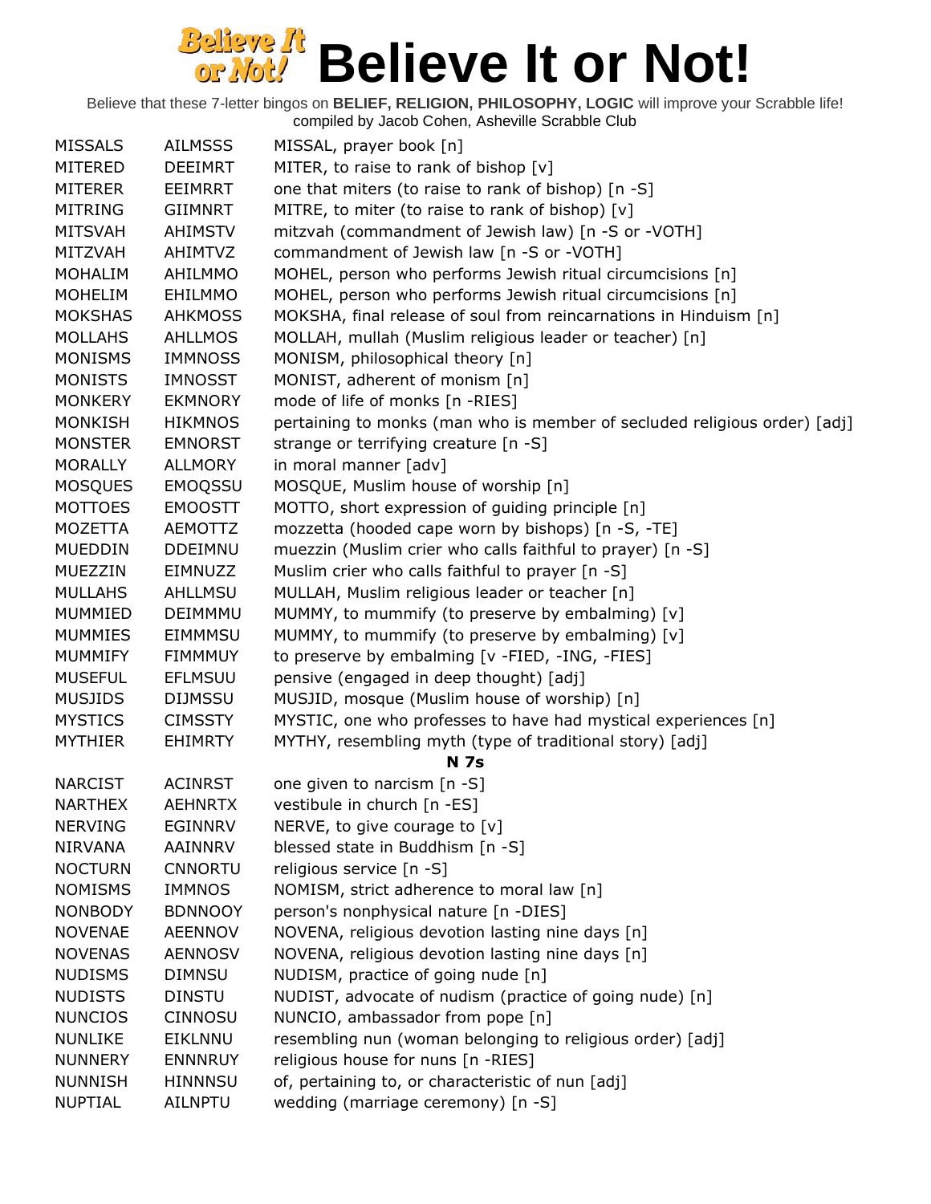# Believe It or Not!

Believe that these 7-letter bingos on **BELIEF, RELIGION, PHILOSOPHY, LOGIC** will improve your Scrabble life!
compiled by Jacob Cohen, Asheville Scrabble Club

| | | |
|---|---|---|
| MISSALS | AILMSSS | MISSAL, prayer book [n] |
| MITERED | DEEIMRT | MITER, to raise to rank of bishop [v] |
| MITERER | EEIMRRT | one that miters (to raise to rank of bishop) [n -S] |
| MITRING | GIIMNRT | MITRE, to miter (to raise to rank of bishop) [v] |
| MITSVAH | AHIMSTV | mitzvah (commandment of Jewish law) [n -S or -VOTH] |
| MITZVAH | AHIMTVZ | commandment of Jewish law [n -S or -VOTH] |
| MOHALIM | AHILMMO | MOHEL, person who performs Jewish ritual circumcisions [n] |
| MOHELIM | EHILMMO | MOHEL, person who performs Jewish ritual circumcisions [n] |
| MOKSHAS | AHKMOSS | MOKSHA, final release of soul from reincarnations in Hinduism [n] |
| MOLLAHS | AHLLMOS | MOLLAH, mullah (Muslim religious leader or teacher) [n] |
| MONISMS | IMMNOSS | MONISM, philosophical theory [n] |
| MONISTS | IMNOSST | MONIST, adherent of monism [n] |
| MONKERY | EKMNORY | mode of life of monks [n -RIES] |
| MONKISH | HIKMNOS | pertaining to monks (man who is member of secluded religious order) [adj] |
| MONSTER | EMNORST | strange or terrifying creature [n -S] |
| MORALLY | ALLMORY | in moral manner [adv] |
| MOSQUES | EMOQSSU | MOSQUE, Muslim house of worship [n] |
| MOTTOES | EMOOSTT | MOTTO, short expression of guiding principle [n] |
| MOZETTA | AEMOTTZ | mozzetta (hooded cape worn by bishops) [n -S, -TE] |
| MUEDDIN | DDEIMNU | muezzin (Muslim crier who calls faithful to prayer) [n -S] |
| MUEZZIN | EIMNUZZ | Muslim crier who calls faithful to prayer [n -S] |
| MULLAHS | AHLLMSU | MULLAH, Muslim religious leader or teacher [n] |
| MUMMIED | DEIMMMU | MUMMY, to mummify (to preserve by embalming) [v] |
| MUMMIES | EIMMMSU | MUMMY, to mummify (to preserve by embalming) [v] |
| MUMMIFY | FIMMMUY | to preserve by embalming [v -FIED, -ING, -FIES] |
| MUSEFUL | EFLMSUU | pensive (engaged in deep thought) [adj] |
| MUSJIDS | DIJMSSU | MUSJID, mosque (Muslim house of worship) [n] |
| MYSTICS | CIMSSTY | MYSTIC, one who professes to have had mystical experiences [n] |
| MYTHIER | EHIMRTY | MYTHY, resembling myth (type of traditional story) [adj] |
| | | **N 7s** |
| NARCIST | ACINRST | one given to narcism [n -S] |
| NARTHEX | AEHNRTX | vestibule in church [n -ES] |
| NERVING | EGINNRV | NERVE, to give courage to [v] |
| NIRVANA | AAINNRV | blessed state in Buddhism [n -S] |
| NOCTURN | CNNORTU | religious service [n -S] |
| NOMISMS | IMMNOS | NOMISM, strict adherence to moral law [n] |
| NONBODY | BDNNOOY | person's nonphysical nature [n -DIES] |
| NOVENAE | AEENNOV | NOVENA, religious devotion lasting nine days [n] |
| NOVENAS | AENNOSV | NOVENA, religious devotion lasting nine days [n] |
| NUDISMS | DIMNSU | NUDISM, practice of going nude [n] |
| NUDISTS | DINSTU | NUDIST, advocate of nudism (practice of going nude) [n] |
| NUNCIOS | CINNOSU | NUNCIO, ambassador from pope [n] |
| NUNLIKE | EIKLNNU | resembling nun (woman belonging to religious order) [adj] |
| NUNNERY | ENNNRUY | religious house for nuns [n -RIES] |
| NUNNISH | HINNNSU | of, pertaining to, or characteristic of nun [adj] |
| NUPTIAL | AILNPTU | wedding (marriage ceremony) [n -S] |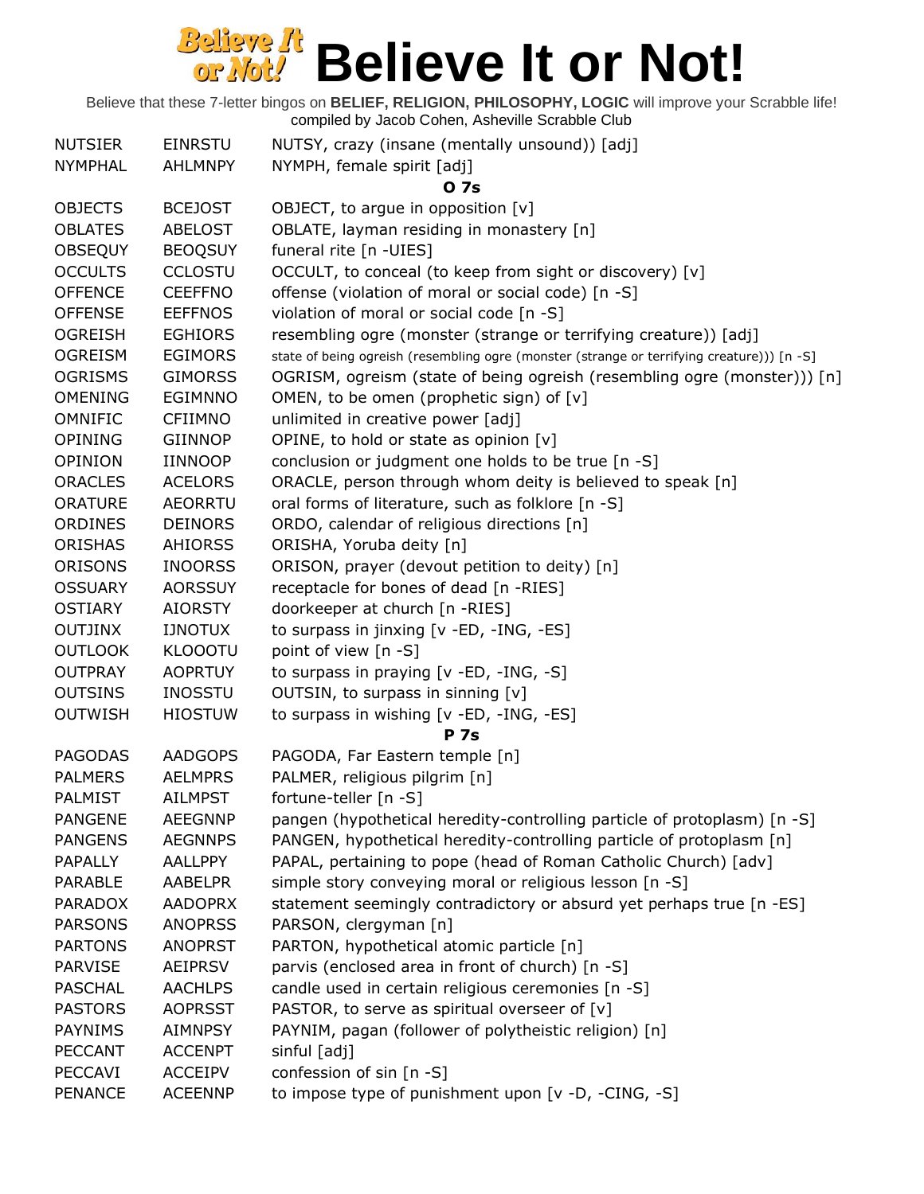# Believe It or Not!

Believe that these 7-letter bingos on **BELIEF, RELIGION, PHILOSOPHY, LOGIC** will improve your Scrabble life!
compiled by Jacob Cohen, Asheville Scrabble Club

| | | |
|---|---|---|
| NUTSIER | EINRSTU | NUTSY, crazy (insane (mentally unsound)) [adj] |
| NYMPHAL | AHLMNPY | NYMPH, female spirit [adj] |
| | | **O 7s** |
| OBJECTS | BCEJOST | OBJECT, to argue in opposition [v] |
| OBLATES | ABELOST | OBLATE, layman residing in monastery [n] |
| OBSEQUY | BEOQSUY | funeral rite [n -UIES] |
| OCCULTS | CCLOSTU | OCCULT, to conceal (to keep from sight or discovery) [v] |
| OFFENCE | CEEFFNO | offense (violation of moral or social code) [n -S] |
| OFFENSE | EEFFNOS | violation of moral or social code [n -S] |
| OGREISH | EGHIORS | resembling ogre (monster (strange or terrifying creature)) [adj] |
| OGREISM | EGIMORS | state of being ogreish (resembling ogre (monster (strange or terrifying creature))) [n -S] |
| OGRISMS | GIMORSS | OGRISM, ogreism (state of being ogreish (resembling ogre (monster))) [n] |
| OMENING | EGIMNNO | OMEN, to be omen (prophetic sign) of [v] |
| OMNIFIC | CFIIMNO | unlimited in creative power [adj] |
| OPINING | GIINNOP | OPINE, to hold or state as opinion [v] |
| OPINION | IINNOOP | conclusion or judgment one holds to be true [n -S] |
| ORACLES | ACELORS | ORACLE, person through whom deity is believed to speak [n] |
| ORATURE | AEORRTU | oral forms of literature, such as folklore [n -S] |
| ORDINES | DEINORS | ORDO, calendar of religious directions [n] |
| ORISHAS | AHIORSS | ORISHA, Yoruba deity [n] |
| ORISONS | INOORSS | ORISON, prayer (devout petition to deity) [n] |
| OSSUARY | AORSSUY | receptacle for bones of dead [n -RIES] |
| OSTIARY | AIORSTY | doorkeeper at church [n -RIES] |
| OUTJINX | IJNOTUX | to surpass in jinxing [v -ED, -ING, -ES] |
| OUTLOOK | KLOOOTU | point of view [n -S] |
| OUTPRAY | AOPRTUY | to surpass in praying [v -ED, -ING, -S] |
| OUTSINS | INOSSTU | OUTSIN, to surpass in sinning [v] |
| OUTWISH | HIOSTUW | to surpass in wishing [v -ED, -ING, -ES] |
| | | **P 7s** |
| PAGODAS | AADGOPS | PAGODA, Far Eastern temple [n] |
| PALMERS | AELMPRS | PALMER, religious pilgrim [n] |
| PALMIST | AILMPST | fortune-teller [n -S] |
| PANGENE | AEEGNNP | pangen (hypothetical heredity-controlling particle of protoplasm) [n -S] |
| PANGENS | AEGNNPS | PANGEN, hypothetical heredity-controlling particle of protoplasm [n] |
| PAPALLY | AALLPPY | PAPAL, pertaining to pope (head of Roman Catholic Church) [adv] |
| PARABLE | AABELPR | simple story conveying moral or religious lesson [n -S] |
| PARADOX | AADOPRX | statement seemingly contradictory or absurd yet perhaps true [n -ES] |
| PARSONS | ANOPRSS | PARSON, clergyman [n] |
| PARTONS | ANOPRST | PARTON, hypothetical atomic particle [n] |
| PARVISE | AEIPRSV | parvis (enclosed area in front of church) [n -S] |
| PASCHAL | AACHLPS | candle used in certain religious ceremonies [n -S] |
| PASTORS | AOPRSST | PASTOR, to serve as spiritual overseer of [v] |
| PAYNIMS | AIMNPSY | PAYNIM, pagan (follower of polytheistic religion) [n] |
| PECCANT | ACCENPT | sinful [adj] |
| PECCAVI | ACCEIPV | confession of sin [n -S] |
| PENANCE | ACEENNP | to impose type of punishment upon [v -D, -CING, -S] |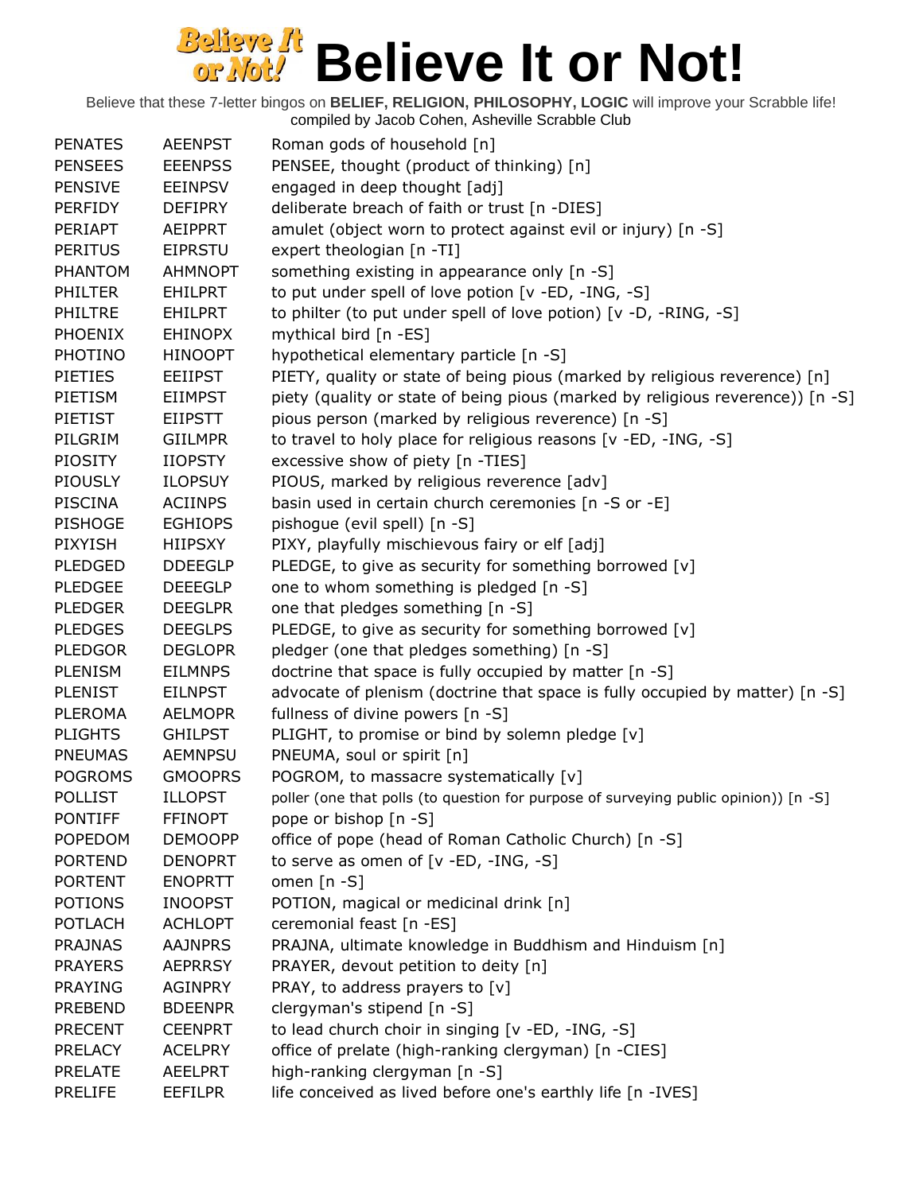# Believe It or Not!

Believe that these 7-letter bingos on **BELIEF, RELIGION, PHILOSOPHY, LOGIC** will improve your Scrabble life!
compiled by Jacob Cohen, Asheville Scrabble Club

| | | |
|---|---|---|
| PENATES | AEENPST | Roman gods of household [n] |
| PENSEES | EEENPSS | PENSEE, thought (product of thinking) [n] |
| PENSIVE | EEINPSV | engaged in deep thought [adj] |
| PERFIDY | DEFIPRY | deliberate breach of faith or trust [n -DIES] |
| PERIAPT | AEIPPRT | amulet (object worn to protect against evil or injury) [n -S] |
| PERITUS | EIPRSTU | expert theologian [n -TI] |
| PHANTOM | AHMNOPT | something existing in appearance only [n -S] |
| PHILTER | EHILPRT | to put under spell of love potion [v -ED, -ING, -S] |
| PHILTRE | EHILPRT | to philter (to put under spell of love potion) [v -D, -RING, -S] |
| PHOENIX | EHINOPX | mythical bird [n -ES] |
| PHOTINO | HINOOPT | hypothetical elementary particle [n -S] |
| PIETIES | EEIIPST | PIETY, quality or state of being pious (marked by religious reverence) [n] |
| PIETISM | EIIMPST | piety (quality or state of being pious (marked by religious reverence)) [n -S] |
| PIETIST | EIIPSTT | pious person (marked by religious reverence) [n -S] |
| PILGRIM | GIILMPR | to travel to holy place for religious reasons [v -ED, -ING, -S] |
| PIOSITY | IIOPSTY | excessive show of piety [n -TIES] |
| PIOUSLY | ILOPSUY | PIOUS, marked by religious reverence [adv] |
| PISCINA | ACIINPS | basin used in certain church ceremonies [n -S or -E] |
| PISHOGE | EGHIOPS | pishogue (evil spell) [n -S] |
| PIXYISH | HIIPSXY | PIXY, playfully mischievous fairy or elf [adj] |
| PLEDGED | DDEEGLP | PLEDGE, to give as security for something borrowed [v] |
| PLEDGEE | DEEEGLP | one to whom something is pledged [n -S] |
| PLEDGER | DEEGLPR | one that pledges something [n -S] |
| PLEDGES | DEEGLPS | PLEDGE, to give as security for something borrowed [v] |
| PLEDGOR | DEGLOPR | pledger (one that pledges something) [n -S] |
| PLENISM | EILMNPS | doctrine that space is fully occupied by matter [n -S] |
| PLENIST | EILNPST | advocate of plenism (doctrine that space is fully occupied by matter) [n -S] |
| PLEROMA | AELMOPR | fullness of divine powers [n -S] |
| PLIGHTS | GHILPST | PLIGHT, to promise or bind by solemn pledge [v] |
| PNEUMAS | AEMNPSU | PNEUMA, soul or spirit [n] |
| POGROMS | GMOOPRS | POGROM, to massacre systematically [v] |
| POLLIST | ILLOPST | poller (one that polls (to question for purpose of surveying public opinion)) [n -S] |
| PONTIFF | FFINOPT | pope or bishop [n -S] |
| POPEDOM | DEMOOPP | office of pope (head of Roman Catholic Church) [n -S] |
| PORTEND | DENOPRT | to serve as omen of [v -ED, -ING, -S] |
| PORTENT | ENOPRTT | omen [n -S] |
| POTIONS | INOOPST | POTION, magical or medicinal drink [n] |
| POTLACH | ACHLOPT | ceremonial feast [n -ES] |
| PRAJNAS | AAJNPRS | PRAJNA, ultimate knowledge in Buddhism and Hinduism [n] |
| PRAYERS | AEPRRSY | PRAYER, devout petition to deity [n] |
| PRAYING | AGINPRY | PRAY, to address prayers to [v] |
| PREBEND | BDEENPR | clergyman's stipend [n -S] |
| PRECENT | CEENPRT | to lead church choir in singing [v -ED, -ING, -S] |
| PRELACY | ACELPRY | office of prelate (high-ranking clergyman) [n -CIES] |
| PRELATE | AEELPRT | high-ranking clergyman [n -S] |
| PRELIFE | EEFILPR | life conceived as lived before one's earthly life [n -IVES] |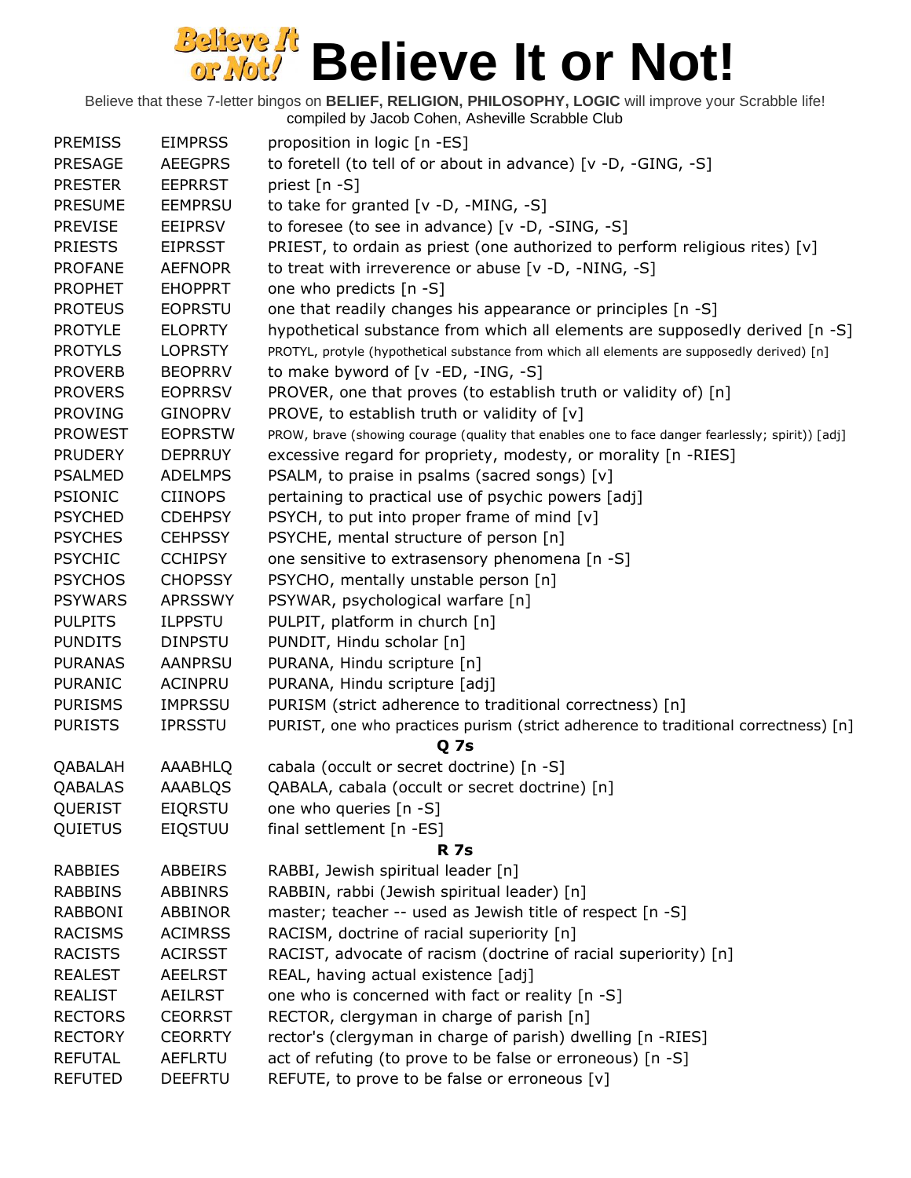# Believe It or Not!

Believe that these 7-letter bingos on **BELIEF, RELIGION, PHILOSOPHY, LOGIC** will improve your Scrabble life!
compiled by Jacob Cohen, Asheville Scrabble Club

| | | |
|---|---|---|
| PREMISS | EIMPRSS | proposition in logic [n -ES] |
| PRESAGE | AEEGPRS | to foretell (to tell of or about in advance) [v -D, -GING, -S] |
| PRESTER | EEPRRST | priest [n -S] |
| PRESUME | EEMPRSU | to take for granted [v -D, -MING, -S] |
| PREVISE | EEIPRSV | to foresee (to see in advance) [v -D, -SING, -S] |
| PRIESTS | EIPRSST | PRIEST, to ordain as priest (one authorized to perform religious rites) [v] |
| PROFANE | AEFNOPR | to treat with irreverence or abuse [v -D, -NING, -S] |
| PROPHET | EHOPPRT | one who predicts [n -S] |
| PROTEUS | EOPRSTU | one that readily changes his appearance or principles [n -S] |
| PROTYLE | ELOPRTY | hypothetical substance from which all elements are supposedly derived [n -S] |
| PROTYLS | LOPRSTY | PROTYL, protyle (hypothetical substance from which all elements are supposedly derived) [n] |
| PROVERB | BEOPRRV | to make byword of [v -ED, -ING, -S] |
| PROVERS | EOPRRSV | PROVER, one that proves (to establish truth or validity of) [n] |
| PROVING | GINOPRV | PROVE, to establish truth or validity of [v] |
| PROWEST | EOPRSTW | PROW, brave (showing courage (quality that enables one to face danger fearlessly; spirit)) [adj] |
| PRUDERY | DEPRRUY | excessive regard for propriety, modesty, or morality [n -RIES] |
| PSALMED | ADELMPS | PSALM, to praise in psalms (sacred songs) [v] |
| PSIONIC | CIINOPS | pertaining to practical use of psychic powers [adj] |
| PSYCHED | CDEHPSY | PSYCH, to put into proper frame of mind [v] |
| PSYCHES | CEHPSSY | PSYCHE, mental structure of person [n] |
| PSYCHIC | CCHIPSY | one sensitive to extrasensory phenomena [n -S] |
| PSYCHOS | CHOPSSY | PSYCHO, mentally unstable person [n] |
| PSYWARS | APRSSWY | PSYWAR, psychological warfare [n] |
| PULPITS | ILPPSTU | PULPIT, platform in church [n] |
| PUNDITS | DINPSTU | PUNDIT, Hindu scholar [n] |
| PURANAS | AANPRSU | PURANA, Hindu scripture [n] |
| PURANIC | ACINPRU | PURANA, Hindu scripture [adj] |
| PURISMS | IMPRSSU | PURISM (strict adherence to traditional correctness) [n] |
| PURISTS | IPRSSTU | PURIST, one who practices purism (strict adherence to traditional correctness) [n] |

**Q 7s**

| | | |
|---|---|---|
| QABALAH | AAABHLQ | cabala (occult or secret doctrine) [n -S] |
| QABALAS | AAABLQS | QABALA, cabala (occult or secret doctrine) [n] |
| QUERIST | EIQRSTU | one who queries [n -S] |
| QUIETUS | EIQSTUU | final settlement [n -ES] |

**R 7s**

| | | |
|---|---|---|
| RABBIES | ABBEIRS | RABBI, Jewish spiritual leader [n] |
| RABBINS | ABBINRS | RABBIN, rabbi (Jewish spiritual leader) [n] |
| RABBONI | ABBINOR | master; teacher -- used as Jewish title of respect [n -S] |
| RACISMS | ACIMRSS | RACISM, doctrine of racial superiority [n] |
| RACISTS | ACIRSST | RACIST, advocate of racism (doctrine of racial superiority) [n] |
| REALEST | AEELRST | REAL, having actual existence [adj] |
| REALIST | AEILRST | one who is concerned with fact or reality [n -S] |
| RECTORS | CEORRST | RECTOR, clergyman in charge of parish [n] |
| RECTORY | CEORRTY | rector's (clergyman in charge of parish) dwelling [n -RIES] |
| REFUTAL | AEFLRTU | act of refuting (to prove to be false or erroneous) [n -S] |
| REFUTED | DEEFRTU | REFUTE, to prove to be false or erroneous [v] |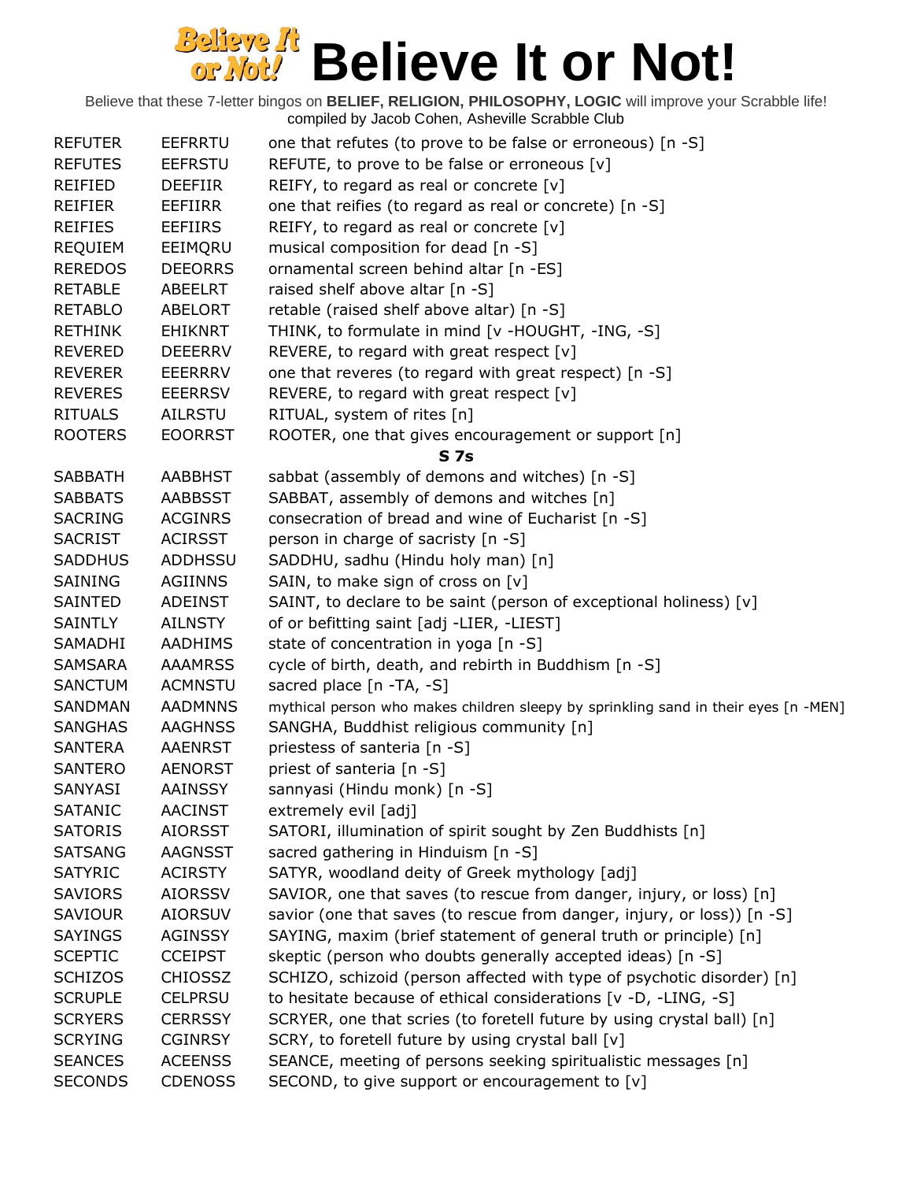# Believe It or Not!

Believe that these 7-letter bingos on **BELIEF, RELIGION, PHILOSOPHY, LOGIC** will improve your Scrabble life!
compiled by Jacob Cohen, Asheville Scrabble Club

| | | |
|---|---|---|
| REFUTER | EEFRRTU | one that refutes (to prove to be false or erroneous) [n -S] |
| REFUTES | EEFRSTU | REFUTE, to prove to be false or erroneous [v] |
| REIFIED | DEEFIIR | REIFY, to regard as real or concrete [v] |
| REIFIER | EEFIIRR | one that reifies (to regard as real or concrete) [n -S] |
| REIFIES | EEFIIRS | REIFY, to regard as real or concrete [v] |
| REQUIEM | EEIMQRU | musical composition for dead [n -S] |
| REREDOS | DEEORRS | ornamental screen behind altar [n -ES] |
| RETABLE | ABEELRT | raised shelf above altar [n -S] |
| RETABLO | ABELORT | retable (raised shelf above altar) [n -S] |
| RETHINK | EHIKNRT | THINK, to formulate in mind [v -HOUGHT, -ING, -S] |
| REVERED | DEEERRV | REVERE, to regard with great respect [v] |
| REVERER | EEERRRV | one that reveres (to regard with great respect) [n -S] |
| REVERES | EEERRSV | REVERE, to regard with great respect [v] |
| RITUALS | AILRSTU | RITUAL, system of rites [n] |
| ROOTERS | EOORRST | ROOTER, one that gives encouragement or support [n] |
| | | **S 7s** |
| SABBATH | AABBHST | sabbat (assembly of demons and witches) [n -S] |
| SABBATS | AABBSST | SABBAT, assembly of demons and witches [n] |
| SACRING | ACGINRS | consecration of bread and wine of Eucharist [n -S] |
| SACRIST | ACIRSST | person in charge of sacristy [n -S] |
| SADDHUS | ADDHSSU | SADDHU, sadhu (Hindu holy man) [n] |
| SAINING | AGIINNS | SAIN, to make sign of cross on [v] |
| SAINTED | ADEINST | SAINT, to declare to be saint (person of exceptional holiness) [v] |
| SAINTLY | AILNSTY | of or befitting saint [adj -LIER, -LIEST] |
| SAMADHI | AADHIMS | state of concentration in yoga [n -S] |
| SAMSARA | AAAMRSS | cycle of birth, death, and rebirth in Buddhism [n -S] |
| SANCTUM | ACMNSTU | sacred place [n -TA, -S] |
| SANDMAN | AADMNNS | mythical person who makes children sleepy by sprinkling sand in their eyes [n -MEN] |
| SANGHAS | AAGHNSS | SANGHA, Buddhist religious community [n] |
| SANTERA | AAENRST | priestess of santeria [n -S] |
| SANTERO | AENORST | priest of santeria [n -S] |
| SANYASI | AAINSSY | sannyasi (Hindu monk) [n -S] |
| SATANIC | AACINST | extremely evil [adj] |
| SATORIS | AIORSST | SATORI, illumination of spirit sought by Zen Buddhists [n] |
| SATSANG | AAGNSST | sacred gathering in Hinduism [n -S] |
| SATYRIC | ACIRSTY | SATYR, woodland deity of Greek mythology [adj] |
| SAVIORS | AIORSSV | SAVIOR, one that saves (to rescue from danger, injury, or loss) [n] |
| SAVIOUR | AIORSUV | savior (one that saves (to rescue from danger, injury, or loss)) [n -S] |
| SAYINGS | AGINSSY | SAYING, maxim (brief statement of general truth or principle) [n] |
| SCEPTIC | CCEIPST | skeptic (person who doubts generally accepted ideas) [n -S] |
| SCHIZOS | CHIOSSZ | SCHIZO, schizoid (person affected with type of psychotic disorder) [n] |
| SCRUPLE | CELPRSU | to hesitate because of ethical considerations [v -D, -LING, -S] |
| SCRYERS | CERRSSY | SCRYER, one that scries (to foretell future by using crystal ball) [n] |
| SCRYING | CGINRSY | SCRY, to foretell future by using crystal ball [v] |
| SEANCES | ACEENSS | SEANCE, meeting of persons seeking spiritualistic messages [n] |
| SECONDS | CDENOSS | SECOND, to give support or encouragement to [v] |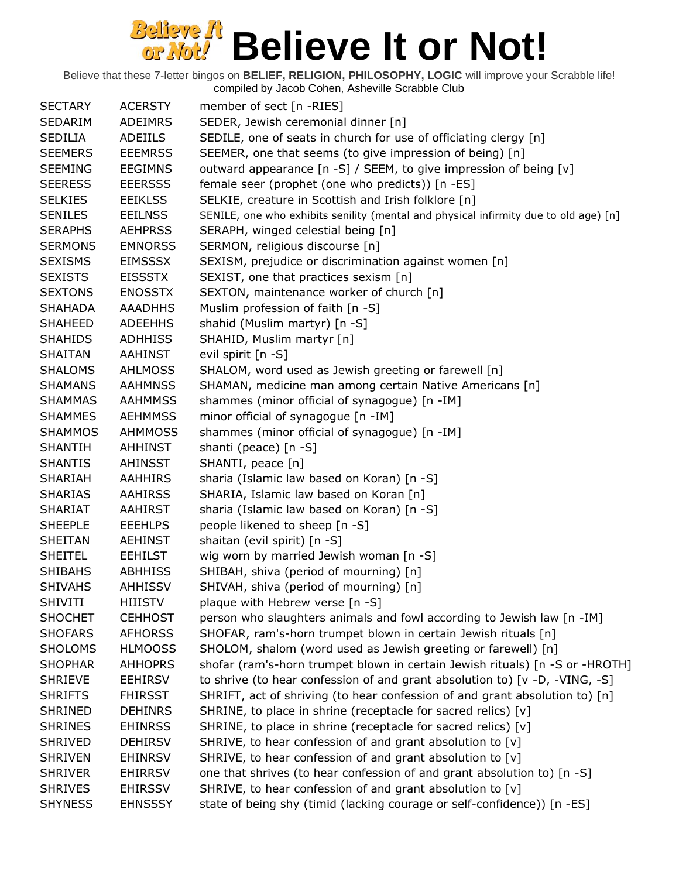# Believe It or Not!

Believe that these 7-letter bingos on **BELIEF, RELIGION, PHILOSOPHY, LOGIC** will improve your Scrabble life!
compiled by Jacob Cohen, Asheville Scrabble Club

| | | |
|---|---|---|
| SECTARY | ACERSTY | member of sect [n -RIES] |
| SEDARIM | ADEIMRS | SEDER, Jewish ceremonial dinner [n] |
| SEDILIA | ADEIILS | SEDILE, one of seats in church for use of officiating clergy [n] |
| SEEMERS | EEEMRSS | SEEMER, one that seems (to give impression of being) [n] |
| SEEMING | EEGIMNS | outward appearance [n -S] / SEEM, to give impression of being [v] |
| SEERESS | EEERSSS | female seer (prophet (one who predicts)) [n -ES] |
| SELKIES | EEIKLSS | SELKIE, creature in Scottish and Irish folklore [n] |
| SENILES | EEILNSS | SENILE, one who exhibits senility (mental and physical infirmity due to old age) [n] |
| SERAPHS | AEHPRSS | SERAPH, winged celestial being [n] |
| SERMONS | EMNORSS | SERMON, religious discourse [n] |
| SEXISMS | EIMSSSX | SEXISM, prejudice or discrimination against women [n] |
| SEXISTS | EISSSTX | SEXIST, one that practices sexism [n] |
| SEXTONS | ENOSSTX | SEXTON, maintenance worker of church [n] |
| SHAHADA | AAADHHS | Muslim profession of faith [n -S] |
| SHAHEED | ADEEHHS | shahid (Muslim martyr) [n -S] |
| SHAHIDS | ADHHISS | SHAHID, Muslim martyr [n] |
| SHAITAN | AAHINST | evil spirit [n -S] |
| SHALOMS | AHLMOSS | SHALOM, word used as Jewish greeting or farewell [n] |
| SHAMANS | AAHMNSS | SHAMAN, medicine man among certain Native Americans [n] |
| SHAMMAS | AAHMMSS | shammes (minor official of synagogue) [n -IM] |
| SHAMMES | AEHMMSS | minor official of synagogue [n -IM] |
| SHAMMOS | AHMMOSS | shammes (minor official of synagogue) [n -IM] |
| SHANTIH | AHHINST | shanti (peace) [n -S] |
| SHANTIS | AHINSST | SHANTI, peace [n] |
| SHARIAH | AAHHIRS | sharia (Islamic law based on Koran) [n -S] |
| SHARIAS | AAHIRSS | SHARIA, Islamic law based on Koran [n] |
| SHARIAT | AAHIRST | sharia (Islamic law based on Koran) [n -S] |
| SHEEPLE | EEEHLPS | people likened to sheep [n -S] |
| SHEITAN | AEHINST | shaitan (evil spirit) [n -S] |
| SHEITEL | EEHILST | wig worn by married Jewish woman [n -S] |
| SHIBAHS | ABHHISS | SHIBAH, shiva (period of mourning) [n] |
| SHIVAHS | AHHISSV | SHIVAH, shiva (period of mourning) [n] |
| SHIVITI | HIIISTV | plaque with Hebrew verse [n -S] |
| SHOCHET | CEHHOST | person who slaughters animals and fowl according to Jewish law [n -IM] |
| SHOFARS | AFHORSS | SHOFAR, ram's-horn trumpet blown in certain Jewish rituals [n] |
| SHOLOMS | HLMOOSS | SHOLOM, shalom (word used as Jewish greeting or farewell) [n] |
| SHOPHAR | AHHOPRS | shofar (ram's-horn trumpet blown in certain Jewish rituals) [n -S or -HROTH] |
| SHRIEVE | EEHIRSV | to shrive (to hear confession of and grant absolution to) [v -D, -VING, -S] |
| SHRIFTS | FHIRSST | SHRIFT, act of shriving (to hear confession of and grant absolution to) [n] |
| SHRINED | DEHINRS | SHRINE, to place in shrine (receptacle for sacred relics) [v] |
| SHRINES | EHINRSS | SHRINE, to place in shrine (receptacle for sacred relics) [v] |
| SHRIVED | DEHIRSV | SHRIVE, to hear confession of and grant absolution to [v] |
| SHRIVEN | EHINRSV | SHRIVE, to hear confession of and grant absolution to [v] |
| SHRIVER | EHIRRSV | one that shrives (to hear confession of and grant absolution to) [n -S] |
| SHRIVES | EHIRSSV | SHRIVE, to hear confession of and grant absolution to [v] |
| SHYNESS | EHNSSSY | state of being shy (timid (lacking courage or self-confidence)) [n -ES] |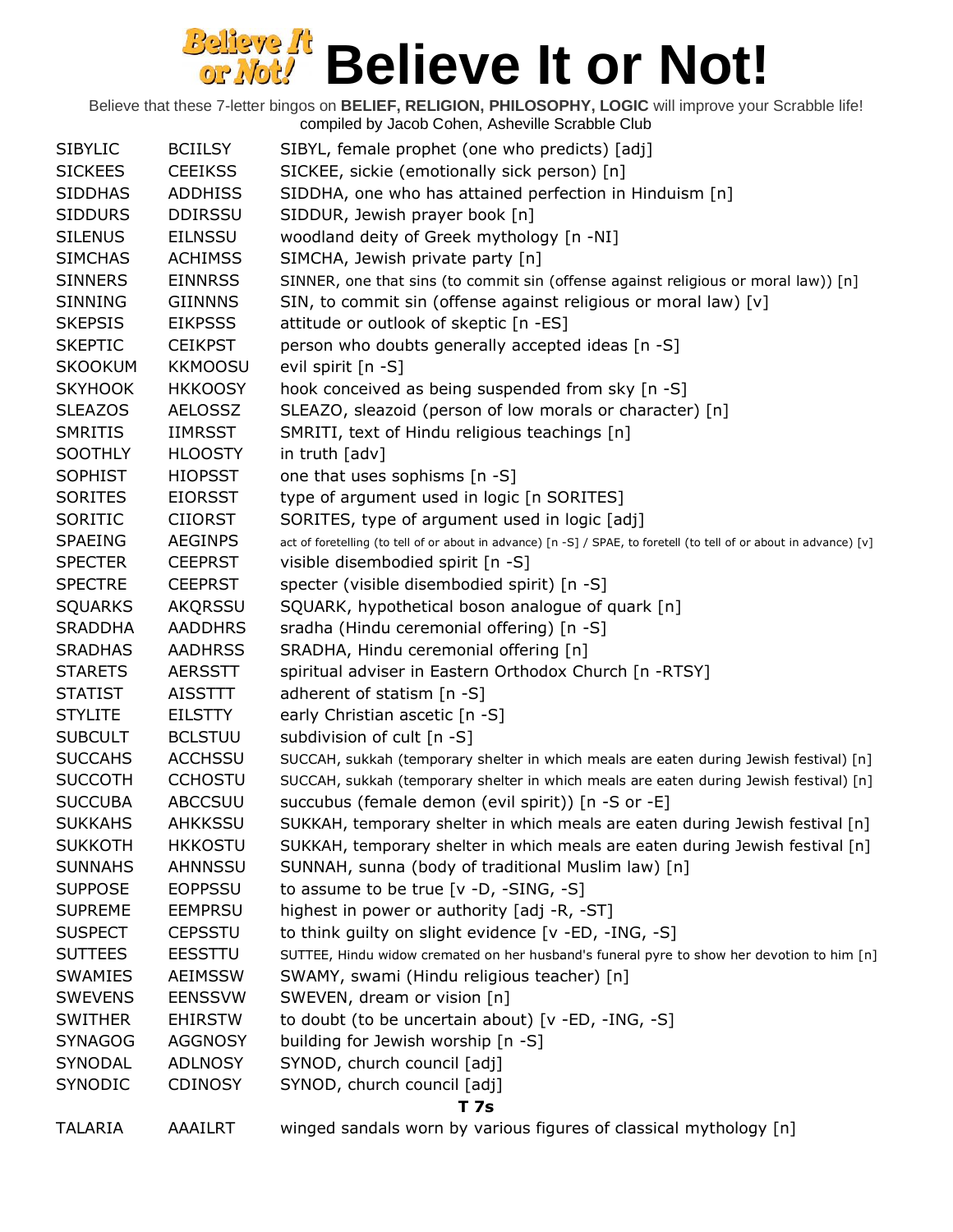# Believe It or Not!

Believe that these 7-letter bingos on **BELIEF, RELIGION, PHILOSOPHY, LOGIC** will improve your Scrabble life!
compiled by Jacob Cohen, Asheville Scrabble Club

| | | |
|---|---|---|
| SIBYLIC | BCIILSY | SIBYL, female prophet (one who predicts) [adj] |
| SICKEES | CEEIKSS | SICKEE, sickie (emotionally sick person) [n] |
| SIDDHAS | ADDHISS | SIDDHA, one who has attained perfection in Hinduism [n] |
| SIDDURS | DDIRSSU | SIDDUR, Jewish prayer book [n] |
| SILENUS | EILNSSU | woodland deity of Greek mythology [n -NI] |
| SIMCHAS | ACHIMSS | SIMCHA, Jewish private party [n] |
| SINNERS | EINNRSS | SINNER, one that sins (to commit sin (offense against religious or moral law)) [n] |
| SINNING | GIINNNS | SIN, to commit sin (offense against religious or moral law) [v] |
| SKEPSIS | EIKPSSS | attitude or outlook of skeptic [n -ES] |
| SKEPTIC | CEIKPST | person who doubts generally accepted ideas [n -S] |
| SKOOKUM | KKMOOSU | evil spirit [n -S] |
| SKYHOOK | HKKOOSY | hook conceived as being suspended from sky [n -S] |
| SLEAZOS | AELOSSZ | SLEAZO, sleazoid (person of low morals or character) [n] |
| SMRITIS | IIMRSST | SMRITI, text of Hindu religious teachings [n] |
| SOOTHLY | HLOOSTY | in truth [adv] |
| SOPHIST | HIOPSST | one that uses sophisms [n -S] |
| SORITES | EIORSST | type of argument used in logic [n SORITES] |
| SORITIC | CIIORST | SORITES, type of argument used in logic [adj] |
| SPAEING | AEGINPS | act of foretelling (to tell of or about in advance) [n -S] / SPAE, to foretell (to tell of or about in advance) [v] |
| SPECTER | CEEPRST | visible disembodied spirit [n -S] |
| SPECTRE | CEEPRST | specter (visible disembodied spirit) [n -S] |
| SQUARKS | AKQRSSU | SQUARK, hypothetical boson analogue of quark [n] |
| SRADDHA | AADDHRS | sradha (Hindu ceremonial offering) [n -S] |
| SRADHAS | AADHRSS | SRADHA, Hindu ceremonial offering [n] |
| STARETS | AERSSTT | spiritual adviser in Eastern Orthodox Church [n -RTSY] |
| STATIST | AISSTTT | adherent of statism [n -S] |
| STYLITE | EILSTTY | early Christian ascetic [n -S] |
| SUBCULT | BCLSTUU | subdivision of cult [n -S] |
| SUCCAHS | ACCHSSU | SUCCAH, sukkah (temporary shelter in which meals are eaten during Jewish festival) [n] |
| SUCCOTH | CCHOSTU | SUCCAH, sukkah (temporary shelter in which meals are eaten during Jewish festival) [n] |
| SUCCUBA | ABCCSUU | succubus (female demon (evil spirit)) [n -S or -E] |
| SUKKAHS | AHKKSSU | SUKKAH, temporary shelter in which meals are eaten during Jewish festival [n] |
| SUKKOTH | HKKOSTU | SUKKAH, temporary shelter in which meals are eaten during Jewish festival [n] |
| SUNNAHS | AHNNSSU | SUNNAH, sunna (body of traditional Muslim law) [n] |
| SUPPOSE | EOPPSSU | to assume to be true [v -D, -SING, -S] |
| SUPREME | EEMPRSU | highest in power or authority [adj -R, -ST] |
| SUSPECT | CEPSSTU | to think guilty on slight evidence [v -ED, -ING, -S] |
| SUTTEES | EESSTTU | SUTTEE, Hindu widow cremated on her husband's funeral pyre to show her devotion to him [n] |
| SWAMIES | AEIMSSW | SWAMY, swami (Hindu religious teacher) [n] |
| SWEVENS | EENSSVW | SWEVEN, dream or vision [n] |
| SWITHER | EHIRSTW | to doubt (to be uncertain about) [v -ED, -ING, -S] |
| SYNAGOG | AGGNOSY | building for Jewish worship [n -S] |
| SYNODAL | ADLNOSY | SYNOD, church council [adj] |
| SYNODIC | CDINOSY | SYNOD, church council [adj] |

**T 7s**

| | | |
|---|---|---|
| TALARIA | AAAILRT | winged sandals worn by various figures of classical mythology [n] |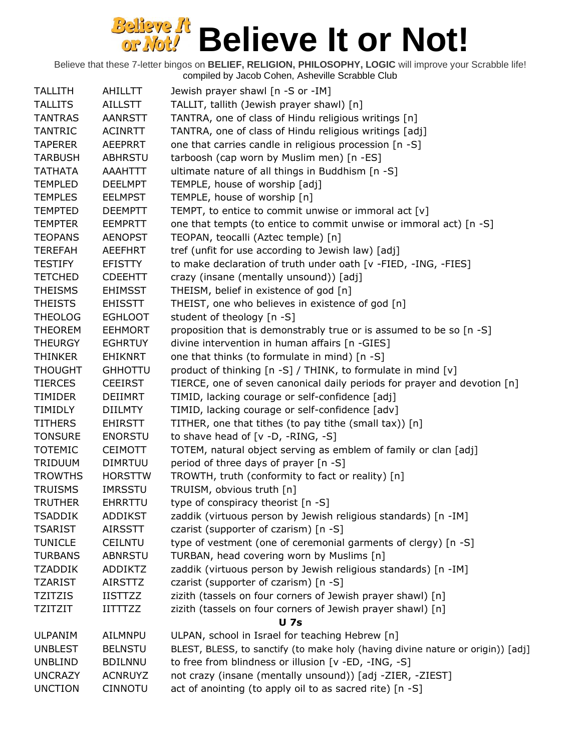# Believe It or Not!

Believe that these 7-letter bingos on **BELIEF, RELIGION, PHILOSOPHY, LOGIC** will improve your Scrabble life!
compiled by Jacob Cohen, Asheville Scrabble Club

| | | |
|---|---|---|
| TALLITH | AHILLTT | Jewish prayer shawl [n -S or -IM] |
| TALLITS | AILLSTT | TALLIT, tallith (Jewish prayer shawl) [n] |
| TANTRAS | AANRSTT | TANTRA, one of class of Hindu religious writings [n] |
| TANTRIC | ACINRTT | TANTRA, one of class of Hindu religious writings [adj] |
| TAPERER | AEEPRRT | one that carries candle in religious procession [n -S] |
| TARBUSH | ABHRSTU | tarboosh (cap worn by Muslim men) [n -ES] |
| TATHATA | AAAHTTT | ultimate nature of all things in Buddhism [n -S] |
| TEMPLED | DEELMPT | TEMPLE, house of worship [adj] |
| TEMPLES | EELMPST | TEMPLE, house of worship [n] |
| TEMPTED | DEEMPTT | TEMPT, to entice to commit unwise or immoral act [v] |
| TEMPTER | EEMPRTT | one that tempts (to entice to commit unwise or immoral act) [n -S] |
| TEOPANS | AENOPST | TEOPAN, teocalli (Aztec temple) [n] |
| TEREFAH | AEEFHRT | tref (unfit for use according to Jewish law) [adj] |
| TESTIFY | EFISTTY | to make declaration of truth under oath [v -FIED, -ING, -FIES] |
| TETCHED | CDEEHTT | crazy (insane (mentally unsound)) [adj] |
| THEISMS | EHIMSST | THEISM, belief in existence of god [n] |
| THEISTS | EHISSTT | THEIST, one who believes in existence of god [n] |
| THEOLOG | EGHLOOT | student of theology [n -S] |
| THEOREM | EEHMORT | proposition that is demonstrably true or is assumed to be so [n -S] |
| THEURGY | EGHRTUY | divine intervention in human affairs [n -GIES] |
| THINKER | EHIKNRT | one that thinks (to formulate in mind) [n -S] |
| THOUGHT | GHHOTTU | product of thinking [n -S] / THINK, to formulate in mind [v] |
| TIERCES | CEEIRST | TIERCE, one of seven canonical daily periods for prayer and devotion [n] |
| TIMIDER | DEIIMRT | TIMID, lacking courage or self-confidence [adj] |
| TIMIDLY | DIILMTY | TIMID, lacking courage or self-confidence [adv] |
| TITHERS | EHIRSTT | TITHER, one that tithes (to pay tithe (small tax)) [n] |
| TONSURE | ENORSTU | to shave head of [v -D, -RING, -S] |
| TOTEMIC | CEIMOTT | TOTEM, natural object serving as emblem of family or clan [adj] |
| TRIDUUM | DIMRTUU | period of three days of prayer [n -S] |
| TROWTHS | HORSTTW | TROWTH, truth (conformity to fact or reality) [n] |
| TRUISMS | IMRSSTU | TRUISM, obvious truth [n] |
| TRUTHER | EHRRTTU | type of conspiracy theorist [n -S] |
| TSADDIK | ADDIKST | zaddik (virtuous person by Jewish religious standards) [n -IM] |
| TSARIST | AIRSSTT | czarist (supporter of czarism) [n -S] |
| TUNICLE | CEILNTU | type of vestment (one of ceremonial garments of clergy) [n -S] |
| TURBANS | ABNRSTU | TURBAN, head covering worn by Muslims [n] |
| TZADDIK | ADDIKTZ | zaddik (virtuous person by Jewish religious standards) [n -IM] |
| TZARIST | AIRSTTZ | czarist (supporter of czarism) [n -S] |
| TZITZIS | IISTTZZ | zizith (tassels on four corners of Jewish prayer shawl) [n] |
| TZITZIT | IITTTZZ | zizith (tassels on four corners of Jewish prayer shawl) [n] |

**U 7s**

| | | |
|---|---|---|
| ULPANIM | AILMNPU | ULPAN, school in Israel for teaching Hebrew [n] |
| UNBLEST | BELNSTU | BLEST, BLESS, to sanctify (to make holy (having divine nature or origin)) [adj] |
| UNBLIND | BDILNNU | to free from blindness or illusion [v -ED, -ING, -S] |
| UNCRAZY | ACNRUYZ | not crazy (insane (mentally unsound)) [adj -ZIER, -ZIEST] |
| UNCTION | CINNOTU | act of anointing (to apply oil to as sacred rite) [n -S] |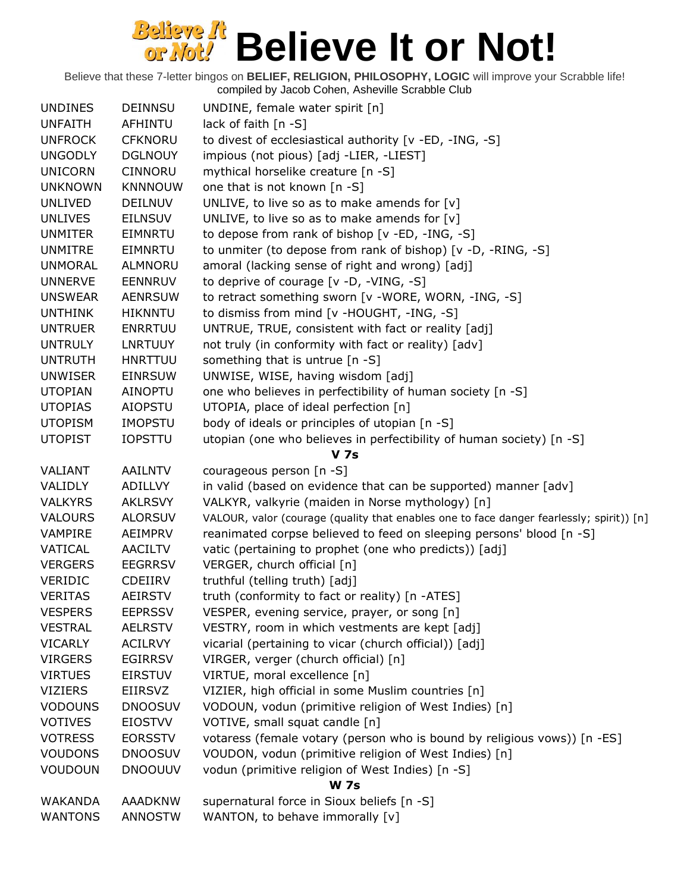# Believe It or Not!

Believe that these 7-letter bingos on **BELIEF, RELIGION, PHILOSOPHY, LOGIC** will improve your Scrabble life!
compiled by Jacob Cohen, Asheville Scrabble Club

| | | |
|---|---|---|
| UNDINES | DEINNSU | UNDINE, female water spirit [n] |
| UNFAITH | AFHINTU | lack of faith [n -S] |
| UNFROCK | CFKNORU | to divest of ecclesiastical authority [v -ED, -ING, -S] |
| UNGODLY | DGLNOUY | impious (not pious) [adj -LIER, -LIEST] |
| UNICORN | CINNORU | mythical horselike creature [n -S] |
| UNKNOWN | KNNNOUW | one that is not known [n -S] |
| UNLIVED | DEILNUV | UNLIVE, to live so as to make amends for [v] |
| UNLIVES | EILNSUV | UNLIVE, to live so as to make amends for [v] |
| UNMITER | EIMNRTU | to depose from rank of bishop [v -ED, -ING, -S] |
| UNMITRE | EIMNRTU | to unmiter (to depose from rank of bishop) [v -D, -RING, -S] |
| UNMORAL | ALMNORU | amoral (lacking sense of right and wrong) [adj] |
| UNNERVE | EENNRUV | to deprive of courage [v -D, -VING, -S] |
| UNSWEAR | AENRSUW | to retract something sworn [v -WORE, WORN, -ING, -S] |
| UNTHINK | HIKNNTU | to dismiss from mind [v -HOUGHT, -ING, -S] |
| UNTRUER | ENRRTUU | UNTRUE, TRUE, consistent with fact or reality [adj] |
| UNTRULY | LNRTUUY | not truly (in conformity with fact or reality) [adv] |
| UNTRUTH | HNRTTUU | something that is untrue [n -S] |
| UNWISER | EINRSUW | UNWISE, WISE, having wisdom [adj] |
| UTOPIAN | AINOPTU | one who believes in perfectibility of human society [n -S] |
| UTOPIAS | AIOPSTU | UTOPIA, place of ideal perfection [n] |
| UTOPISM | IMOPSTU | body of ideals or principles of utopian [n -S] |
| UTOPIST | IOPSTTU | utopian (one who believes in perfectibility of human society) [n -S] |
| | | **V 7s** |
| VALIANT | AAILNTV | courageous person [n -S] |
| VALIDLY | ADILLVY | in valid (based on evidence that can be supported) manner [adv] |
| VALKYRS | AKLRSVY | VALKYR, valkyrie (maiden in Norse mythology) [n] |
| VALOURS | ALORSUV | VALOUR, valor (courage (quality that enables one to face danger fearlessly; spirit)) [n] |
| VAMPIRE | AEIMPRV | reanimated corpse believed to feed on sleeping persons' blood [n -S] |
| VATICAL | AACILTV | vatic (pertaining to prophet (one who predicts)) [adj] |
| VERGERS | EEGRRSV | VERGER, church official [n] |
| VERIDIC | CDEIIRV | truthful (telling truth) [adj] |
| VERITAS | AEIRSTV | truth (conformity to fact or reality) [n -ATES] |
| VESPERS | EEPRSSV | VESPER, evening service, prayer, or song [n] |
| VESTRAL | AELRSTV | VESTRY, room in which vestments are kept [adj] |
| VICARLY | ACILRVY | vicarial (pertaining to vicar (church official)) [adj] |
| VIRGERS | EGIRRSV | VIRGER, verger (church official) [n] |
| VIRTUES | EIRSTUV | VIRTUE, moral excellence [n] |
| VIZIERS | EIIRSVZ | VIZIER, high official in some Muslim countries [n] |
| VODOUNS | DNOOSUV | VODOUN, vodun (primitive religion of West Indies) [n] |
| VOTIVES | EIOSTVV | VOTIVE, small squat candle [n] |
| VOTRESS | EORSSTV | votaress (female votary (person who is bound by religious vows)) [n -ES] |
| VOUDONS | DNOOSUV | VOUDON, vodun (primitive religion of West Indies) [n] |
| VOUDOUN | DNOOUUV | vodun (primitive religion of West Indies) [n -S] |
| | | **W 7s** |
| WAKANDA | AAADKNW | supernatural force in Sioux beliefs [n -S] |
| WANTONS | ANNOSTW | WANTON, to behave immorally [v] |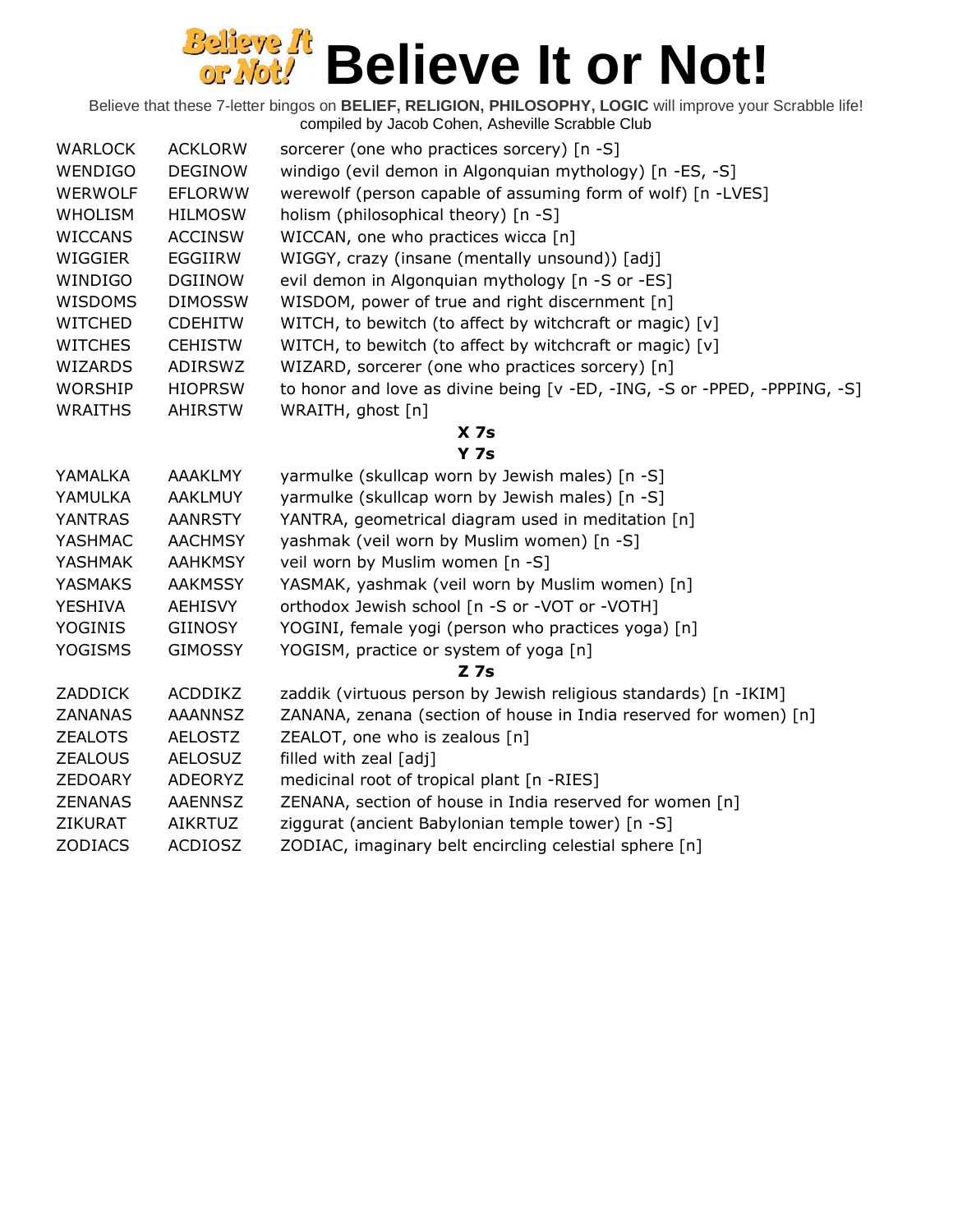# Believe It or Not!

Believe that these 7-letter bingos on **BELIEF, RELIGION, PHILOSOPHY, LOGIC** will improve your Scrabble life!
compiled by Jacob Cohen, Asheville Scrabble Club

| | | |
|---|---|---|
| WARLOCK | ACKLORW | sorcerer (one who practices sorcery) [n -S] |
| WENDIGO | DEGINOW | windigo (evil demon in Algonquian mythology) [n -ES, -S] |
| WERWOLF | EFLORWW | werewolf (person capable of assuming form of wolf) [n -LVES] |
| WHOLISM | HILMOSW | holism (philosophical theory) [n -S] |
| WICCANS | ACCINSW | WICCAN, one who practices wicca [n] |
| WIGGIER | EGGIIRW | WIGGY, crazy (insane (mentally unsound)) [adj] |
| WINDIGO | DGIINOW | evil demon in Algonquian mythology [n -S or -ES] |
| WISDOMS | DIMOSSW | WISDOM, power of true and right discernment [n] |
| WITCHED | CDEHITW | WITCH, to bewitch (to affect by witchcraft or magic) [v] |
| WITCHES | CEHISTW | WITCH, to bewitch (to affect by witchcraft or magic) [v] |
| WIZARDS | ADIRSWZ | WIZARD, sorcerer (one who practices sorcery) [n] |
| WORSHIP | HIOPRSW | to honor and love as divine being [v -ED, -ING, -S or -PPED, -PPPING, -S] |
| WRAITHS | AHIRSTW | WRAITH, ghost [n] |

**X 7s**

**Y 7s**

| | | |
|---|---|---|
| YAMALKA | AAAKLMY | yarmulke (skullcap worn by Jewish males) [n -S] |
| YAMULKA | AAKLMUY | yarmulke (skullcap worn by Jewish males) [n -S] |
| YANTRAS | AANRSTY | YANTRA, geometrical diagram used in meditation [n] |
| YASHMAC | AACHMSY | yashmak (veil worn by Muslim women) [n -S] |
| YASHMAK | AAHKMSY | veil worn by Muslim women [n -S] |
| YASMAKS | AAKMSSY | YASMAK, yashmak (veil worn by Muslim women) [n] |
| YESHIVA | AEHISVY | orthodox Jewish school [n -S or -VOT or -VOTH] |
| YOGINIS | GIINOSY | YOGINI, female yogi (person who practices yoga) [n] |
| YOGISMS | GIMOSSY | YOGISM, practice or system of yoga [n] |

**Z 7s**

| | | |
|---|---|---|
| ZADDICK | ACDDIKZ | zaddik (virtuous person by Jewish religious standards) [n -IKIM] |
| ZANANAS | AAANNSZ | ZANANA, zenana (section of house in India reserved for women) [n] |
| ZEALOTS | AELOSTZ | ZEALOT, one who is zealous [n] |
| ZEALOUS | AELOSUZ | filled with zeal [adj] |
| ZEDOARY | ADEORYZ | medicinal root of tropical plant [n -RIES] |
| ZENANAS | AAENNSZ | ZENANA, section of house in India reserved for women [n] |
| ZIKURAT | AIKRTUZ | ziggurat (ancient Babylonian temple tower) [n -S] |
| ZODIACS | ACDIOSZ | ZODIAC, imaginary belt encircling celestial sphere [n] |